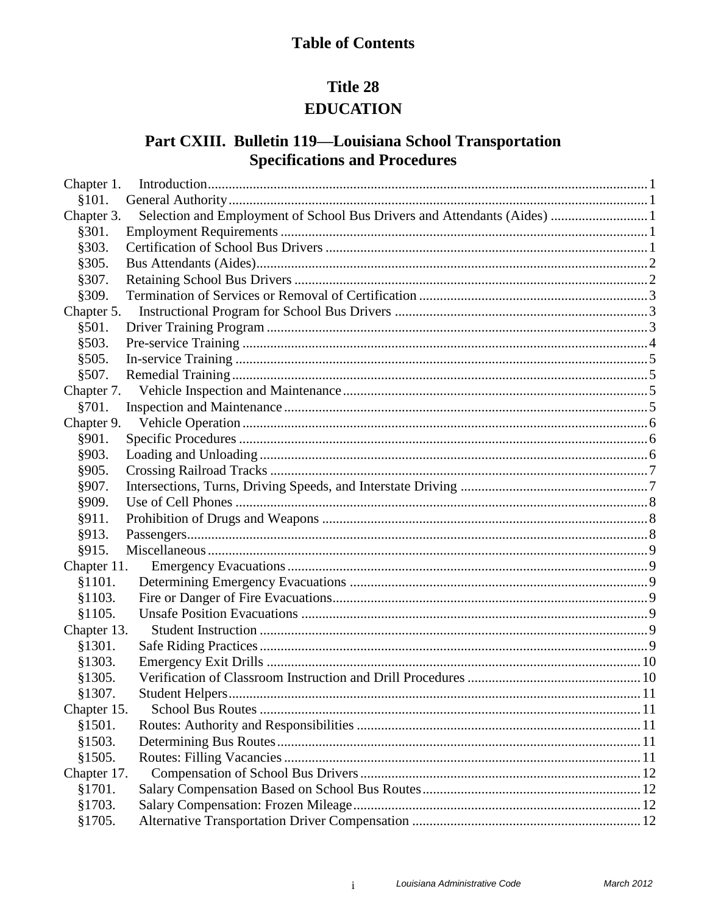# Table of Contents

## Title 28
## EDUCATION

### Part CXIII. Bulletin 119—Louisiana School Transportation Specifications and Procedures

Chapter 1. Introduction .......... 1
- §101. General Authority .......... 1

Chapter 3. Selection and Employment of School Bus Drivers and Attendants (Aides) .......... 1
- §301. Employment Requirements .......... 1
- §303. Certification of School Bus Drivers .......... 1
- §305. Bus Attendants (Aides) .......... 2
- §307. Retaining School Bus Drivers .......... 2
- §309. Termination of Services or Removal of Certification .......... 3

Chapter 5. Instructional Program for School Bus Drivers .......... 3
- §501. Driver Training Program .......... 3
- §503. Pre-service Training .......... 4
- §505. In-service Training .......... 5
- §507. Remedial Training .......... 5

Chapter 7. Vehicle Inspection and Maintenance .......... 5
- §701. Inspection and Maintenance .......... 5

Chapter 9. Vehicle Operation .......... 6
- §901. Specific Procedures .......... 6
- §903. Loading and Unloading .......... 6
- §905. Crossing Railroad Tracks .......... 7
- §907. Intersections, Turns, Driving Speeds, and Interstate Driving .......... 7
- §909. Use of Cell Phones .......... 8
- §911. Prohibition of Drugs and Weapons .......... 8
- §913. Passengers .......... 8
- §915. Miscellaneous .......... 9

Chapter 11. Emergency Evacuations .......... 9
- §1101. Determining Emergency Evacuations .......... 9
- §1103. Fire or Danger of Fire Evacuations .......... 9
- §1105. Unsafe Position Evacuations .......... 9

Chapter 13. Student Instruction .......... 9
- §1301. Safe Riding Practices .......... 9
- §1303. Emergency Exit Drills .......... 10
- §1305. Verification of Classroom Instruction and Drill Procedures .......... 10
- §1307. Student Helpers .......... 11

Chapter 15. School Bus Routes .......... 11
- §1501. Routes: Authority and Responsibilities .......... 11
- §1503. Determining Bus Routes .......... 11
- §1505. Routes: Filling Vacancies .......... 11

Chapter 17. Compensation of School Bus Drivers .......... 12
- §1701. Salary Compensation Based on School Bus Routes .......... 12
- §1703. Salary Compensation: Frozen Mileage .......... 12
- §1705. Alternative Transportation Driver Compensation .......... 12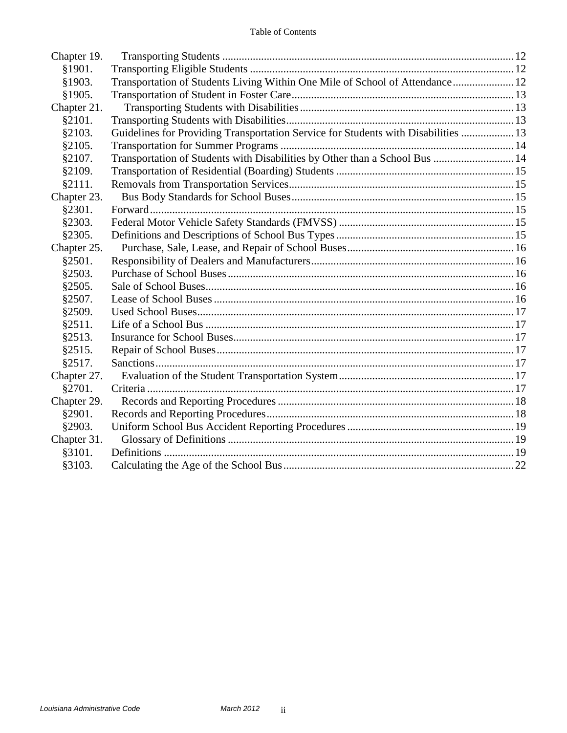Table of Contents

| | | |
|---|---|---|
| Chapter 19. | Transporting Students | 12 |
| §1901. | Transporting Eligible Students | 12 |
| §1903. | Transportation of Students Living Within One Mile of School of Attendance | 12 |
| §1905. | Transportation of Student in Foster Care | 13 |
| Chapter 21. | Transporting Students with Disabilities | 13 |
| §2101. | Transporting Students with Disabilities | 13 |
| §2103. | Guidelines for Providing Transportation Service for Students with Disabilities | 13 |
| §2105. | Transportation for Summer Programs | 14 |
| §2107. | Transportation of Students with Disabilities by Other than a School Bus | 14 |
| §2109. | Transportation of Residential (Boarding) Students | 15 |
| §2111. | Removals from Transportation Services | 15 |
| Chapter 23. | Bus Body Standards for School Buses | 15 |
| §2301. | Forward | 15 |
| §2303. | Federal Motor Vehicle Safety Standards (FMVSS) | 15 |
| §2305. | Definitions and Descriptions of School Bus Types | 15 |
| Chapter 25. | Purchase, Sale, Lease, and Repair of School Buses | 16 |
| §2501. | Responsibility of Dealers and Manufacturers | 16 |
| §2503. | Purchase of School Buses | 16 |
| §2505. | Sale of School Buses | 16 |
| §2507. | Lease of School Buses | 16 |
| §2509. | Used School Buses | 17 |
| §2511. | Life of a School Bus | 17 |
| §2513. | Insurance for School Buses | 17 |
| §2515. | Repair of School Buses | 17 |
| §2517. | Sanctions | 17 |
| Chapter 27. | Evaluation of the Student Transportation System | 17 |
| §2701. | Criteria | 17 |
| Chapter 29. | Records and Reporting Procedures | 18 |
| §2901. | Records and Reporting Procedures | 18 |
| §2903. | Uniform School Bus Accident Reporting Procedures | 19 |
| Chapter 31. | Glossary of Definitions | 19 |
| §3101. | Definitions | 19 |
| §3103. | Calculating the Age of the School Bus | 22 |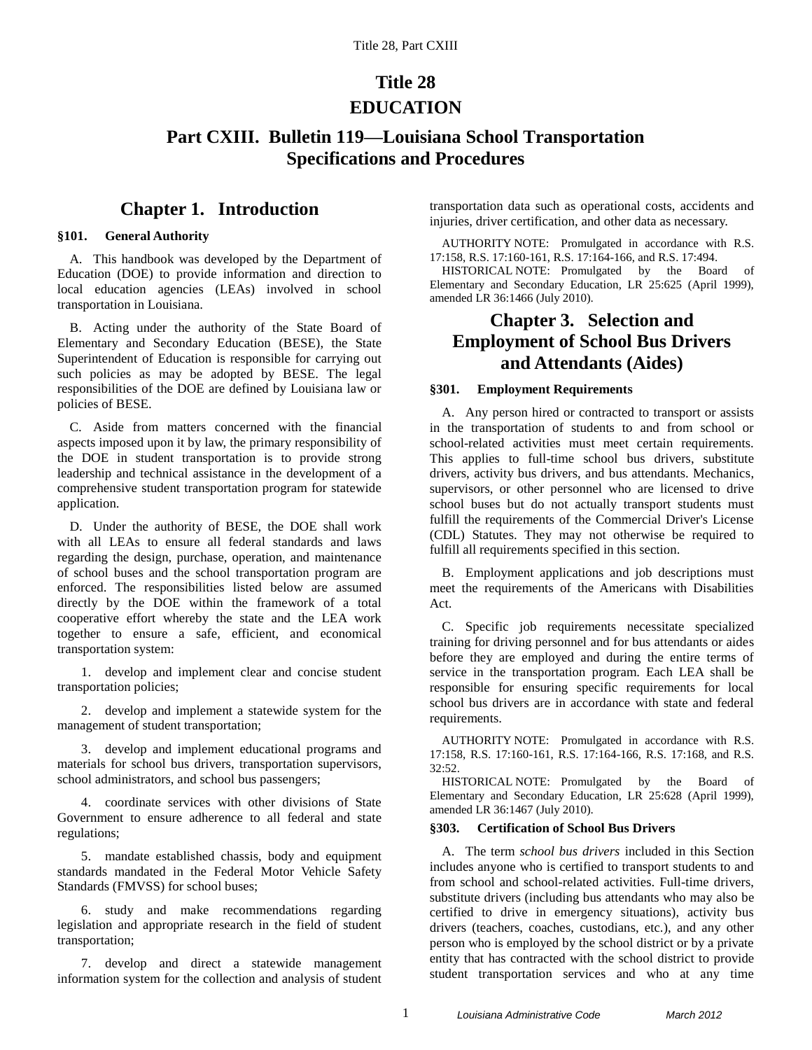# Title 28
# EDUCATION

## Part CXIII. Bulletin 119—Louisiana School Transportation Specifications and Procedures

## Chapter 1. Introduction

### §101. General Authority

A. This handbook was developed by the Department of Education (DOE) to provide information and direction to local education agencies (LEAs) involved in school transportation in Louisiana.

B. Acting under the authority of the State Board of Elementary and Secondary Education (BESE), the State Superintendent of Education is responsible for carrying out such policies as may be adopted by BESE. The legal responsibilities of the DOE are defined by Louisiana law or policies of BESE.

C. Aside from matters concerned with the financial aspects imposed upon it by law, the primary responsibility of the DOE in student transportation is to provide strong leadership and technical assistance in the development of a comprehensive student transportation program for statewide application.

D. Under the authority of BESE, the DOE shall work with all LEAs to ensure all federal standards and laws regarding the design, purchase, operation, and maintenance of school buses and the school transportation program are enforced. The responsibilities listed below are assumed directly by the DOE within the framework of a total cooperative effort whereby the state and the LEA work together to ensure a safe, efficient, and economical transportation system:

1. develop and implement clear and concise student transportation policies;

2. develop and implement a statewide system for the management of student transportation;

3. develop and implement educational programs and materials for school bus drivers, transportation supervisors, school administrators, and school bus passengers;

4. coordinate services with other divisions of State Government to ensure adherence to all federal and state regulations;

5. mandate established chassis, body and equipment standards mandated in the Federal Motor Vehicle Safety Standards (FMVSS) for school buses;

6. study and make recommendations regarding legislation and appropriate research in the field of student transportation;

7. develop and direct a statewide management information system for the collection and analysis of student transportation data such as operational costs, accidents and injuries, driver certification, and other data as necessary.

AUTHORITY NOTE: Promulgated in accordance with R.S. 17:158, R.S. 17:160-161, R.S. 17:164-166, and R.S. 17:494.

HISTORICAL NOTE: Promulgated by the Board of Elementary and Secondary Education, LR 25:625 (April 1999), amended LR 36:1466 (July 2010).

## Chapter 3. Selection and Employment of School Bus Drivers and Attendants (Aides)

### §301. Employment Requirements

A. Any person hired or contracted to transport or assists in the transportation of students to and from school or school-related activities must meet certain requirements. This applies to full-time school bus drivers, substitute drivers, activity bus drivers, and bus attendants. Mechanics, supervisors, or other personnel who are licensed to drive school buses but do not actually transport students must fulfill the requirements of the Commercial Driver's License (CDL) Statutes. They may not otherwise be required to fulfill all requirements specified in this section.

B. Employment applications and job descriptions must meet the requirements of the Americans with Disabilities Act.

C. Specific job requirements necessitate specialized training for driving personnel and for bus attendants or aides before they are employed and during the entire terms of service in the transportation program. Each LEA shall be responsible for ensuring specific requirements for local school bus drivers are in accordance with state and federal requirements.

AUTHORITY NOTE: Promulgated in accordance with R.S. 17:158, R.S. 17:160-161, R.S. 17:164-166, R.S. 17:168, and R.S. 32:52.

HISTORICAL NOTE: Promulgated by the Board of Elementary and Secondary Education, LR 25:628 (April 1999), amended LR 36:1467 (July 2010).

### §303. Certification of School Bus Drivers

A. The term *school bus drivers* included in this Section includes anyone who is certified to transport students to and from school and school-related activities. Full-time drivers, substitute drivers (including bus attendants who may also be certified to drive in emergency situations), activity bus drivers (teachers, coaches, custodians, etc.), and any other person who is employed by the school district or by a private entity that has contracted with the school district to provide student transportation services and who at any time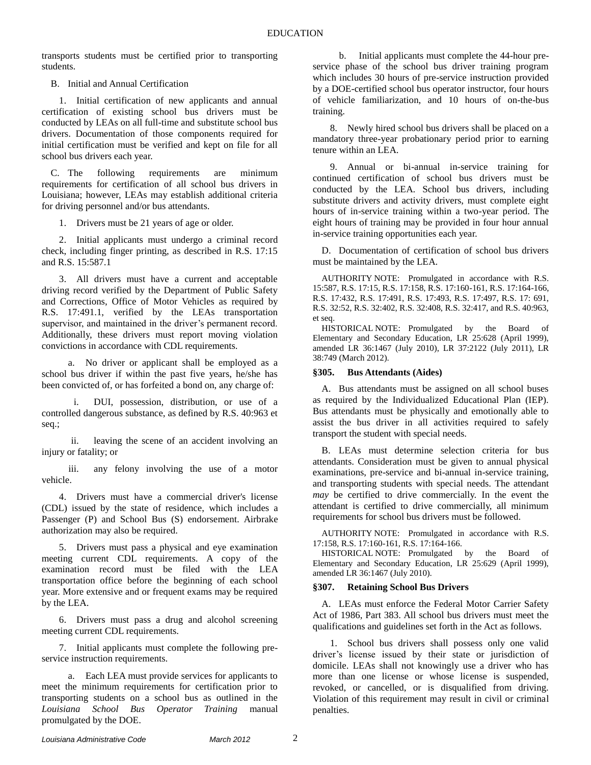transports students must be certified prior to transporting students.

B. Initial and Annual Certification

1. Initial certification of new applicants and annual certification of existing school bus drivers must be conducted by LEAs on all full-time and substitute school bus drivers. Documentation of those components required for initial certification must be verified and kept on file for all school bus drivers each year.

C. The following requirements are minimum requirements for certification of all school bus drivers in Louisiana; however, LEAs may establish additional criteria for driving personnel and/or bus attendants.

1. Drivers must be 21 years of age or older.

2. Initial applicants must undergo a criminal record check, including finger printing, as described in R.S. 17:15 and R.S. 15:587.1

3. All drivers must have a current and acceptable driving record verified by the Department of Public Safety and Corrections, Office of Motor Vehicles as required by R.S. 17:491.1, verified by the LEAs transportation supervisor, and maintained in the driver's permanent record. Additionally, these drivers must report moving violation convictions in accordance with CDL requirements.

a. No driver or applicant shall be employed as a school bus driver if within the past five years, he/she has been convicted of, or has forfeited a bond on, any charge of:

i. DUI, possession, distribution, or use of a controlled dangerous substance, as defined by R.S. 40:963 et seq.;

ii. leaving the scene of an accident involving an injury or fatality; or

iii. any felony involving the use of a motor vehicle.

4. Drivers must have a commercial driver's license (CDL) issued by the state of residence, which includes a Passenger (P) and School Bus (S) endorsement. Airbrake authorization may also be required.

5. Drivers must pass a physical and eye examination meeting current CDL requirements. A copy of the examination record must be filed with the LEA transportation office before the beginning of each school year. More extensive and or frequent exams may be required by the LEA.

6. Drivers must pass a drug and alcohol screening meeting current CDL requirements.

7. Initial applicants must complete the following pre-service instruction requirements.

a. Each LEA must provide services for applicants to meet the minimum requirements for certification prior to transporting students on a school bus as outlined in the *Louisiana School Bus Operator Training* manual promulgated by the DOE.

b. Initial applicants must complete the 44-hour pre-service phase of the school bus driver training program which includes 30 hours of pre-service instruction provided by a DOE-certified school bus operator instructor, four hours of vehicle familiarization, and 10 hours of on-the-bus training.

8. Newly hired school bus drivers shall be placed on a mandatory three-year probationary period prior to earning tenure within an LEA.

9. Annual or bi-annual in-service training for continued certification of school bus drivers must be conducted by the LEA. School bus drivers, including substitute drivers and activity drivers, must complete eight hours of in-service training within a two-year period. The eight hours of training may be provided in four hour annual in-service training opportunities each year.

D. Documentation of certification of school bus drivers must be maintained by the LEA.

AUTHORITY NOTE: Promulgated in accordance with R.S. 15:587, R.S. 17:15, R.S. 17:158, R.S. 17:160-161, R.S. 17:164-166, R.S. 17:432, R.S. 17:491, R.S. 17:493, R.S. 17:497, R.S. 17: 691, R.S. 32:52, R.S. 32:402, R.S. 32:408, R.S. 32:417, and R.S. 40:963, et seq.

HISTORICAL NOTE: Promulgated by the Board of Elementary and Secondary Education, LR 25:628 (April 1999), amended LR 36:1467 (July 2010), LR 37:2122 (July 2011), LR 38:749 (March 2012).

### §305. Bus Attendants (Aides)

A. Bus attendants must be assigned on all school buses as required by the Individualized Educational Plan (IEP). Bus attendants must be physically and emotionally able to assist the bus driver in all activities required to safely transport the student with special needs.

B. LEAs must determine selection criteria for bus attendants. Consideration must be given to annual physical examinations, pre-service and bi-annual in-service training, and transporting students with special needs. The attendant *may* be certified to drive commercially. In the event the attendant is certified to drive commercially, all minimum requirements for school bus drivers must be followed.

AUTHORITY NOTE: Promulgated in accordance with R.S. 17:158, R.S. 17:160-161, R.S. 17:164-166.

HISTORICAL NOTE: Promulgated by the Board of Elementary and Secondary Education, LR 25:629 (April 1999), amended LR 36:1467 (July 2010).

### §307. Retaining School Bus Drivers

A. LEAs must enforce the Federal Motor Carrier Safety Act of 1986, Part 383. All school bus drivers must meet the qualifications and guidelines set forth in the Act as follows.

1. School bus drivers shall possess only one valid driver's license issued by their state or jurisdiction of domicile. LEAs shall not knowingly use a driver who has more than one license or whose license is suspended, revoked, or cancelled, or is disqualified from driving. Violation of this requirement may result in civil or criminal penalties.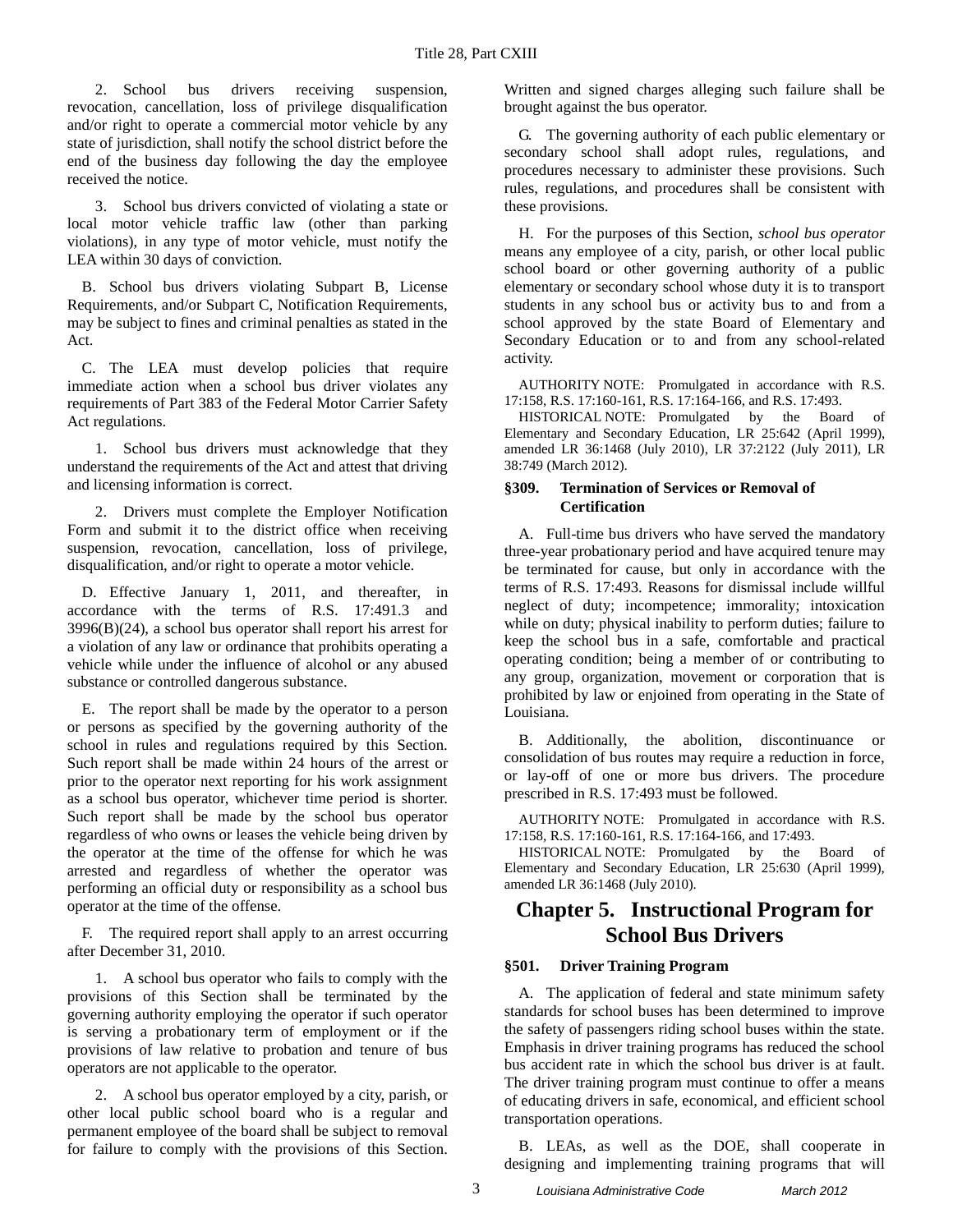2. School bus drivers receiving suspension, revocation, cancellation, loss of privilege disqualification and/or right to operate a commercial motor vehicle by any state of jurisdiction, shall notify the school district before the end of the business day following the day the employee received the notice.

3. School bus drivers convicted of violating a state or local motor vehicle traffic law (other than parking violations), in any type of motor vehicle, must notify the LEA within 30 days of conviction.

B. School bus drivers violating Subpart B, License Requirements, and/or Subpart C, Notification Requirements, may be subject to fines and criminal penalties as stated in the Act.

C. The LEA must develop policies that require immediate action when a school bus driver violates any requirements of Part 383 of the Federal Motor Carrier Safety Act regulations.

1. School bus drivers must acknowledge that they understand the requirements of the Act and attest that driving and licensing information is correct.

2. Drivers must complete the Employer Notification Form and submit it to the district office when receiving suspension, revocation, cancellation, loss of privilege, disqualification, and/or right to operate a motor vehicle.

D. Effective January 1, 2011, and thereafter, in accordance with the terms of R.S. 17:491.3 and 3996(B)(24), a school bus operator shall report his arrest for a violation of any law or ordinance that prohibits operating a vehicle while under the influence of alcohol or any abused substance or controlled dangerous substance.

E. The report shall be made by the operator to a person or persons as specified by the governing authority of the school in rules and regulations required by this Section. Such report shall be made within 24 hours of the arrest or prior to the operator next reporting for his work assignment as a school bus operator, whichever time period is shorter. Such report shall be made by the school bus operator regardless of who owns or leases the vehicle being driven by the operator at the time of the offense for which he was arrested and regardless of whether the operator was performing an official duty or responsibility as a school bus operator at the time of the offense.

F. The required report shall apply to an arrest occurring after December 31, 2010.

1. A school bus operator who fails to comply with the provisions of this Section shall be terminated by the governing authority employing the operator if such operator is serving a probationary term of employment or if the provisions of law relative to probation and tenure of bus operators are not applicable to the operator.

2. A school bus operator employed by a city, parish, or other local public school board who is a regular and permanent employee of the board shall be subject to removal for failure to comply with the provisions of this Section. Written and signed charges alleging such failure shall be brought against the bus operator.

G. The governing authority of each public elementary or secondary school shall adopt rules, regulations, and procedures necessary to administer these provisions. Such rules, regulations, and procedures shall be consistent with these provisions.

H. For the purposes of this Section, *school bus operator* means any employee of a city, parish, or other local public school board or other governing authority of a public elementary or secondary school whose duty it is to transport students in any school bus or activity bus to and from a school approved by the state Board of Elementary and Secondary Education or to and from any school-related activity.

AUTHORITY NOTE: Promulgated in accordance with R.S. 17:158, R.S. 17:160-161, R.S. 17:164-166, and R.S. 17:493.

HISTORICAL NOTE: Promulgated by the Board of Elementary and Secondary Education, LR 25:642 (April 1999), amended LR 36:1468 (July 2010), LR 37:2122 (July 2011), LR 38:749 (March 2012).

#### §309. Termination of Services or Removal of Certification

A. Full-time bus drivers who have served the mandatory three-year probationary period and have acquired tenure may be terminated for cause, but only in accordance with the terms of R.S. 17:493. Reasons for dismissal include willful neglect of duty; incompetence; immorality; intoxication while on duty; physical inability to perform duties; failure to keep the school bus in a safe, comfortable and practical operating condition; being a member of or contributing to any group, organization, movement or corporation that is prohibited by law or enjoined from operating in the State of Louisiana.

B. Additionally, the abolition, discontinuance or consolidation of bus routes may require a reduction in force, or lay-off of one or more bus drivers. The procedure prescribed in R.S. 17:493 must be followed.

AUTHORITY NOTE: Promulgated in accordance with R.S. 17:158, R.S. 17:160-161, R.S. 17:164-166, and 17:493.

HISTORICAL NOTE: Promulgated by the Board of Elementary and Secondary Education, LR 25:630 (April 1999), amended LR 36:1468 (July 2010).

## Chapter 5. Instructional Program for School Bus Drivers

#### §501. Driver Training Program

A. The application of federal and state minimum safety standards for school buses has been determined to improve the safety of passengers riding school buses within the state. Emphasis in driver training programs has reduced the school bus accident rate in which the school bus driver is at fault. The driver training program must continue to offer a means of educating drivers in safe, economical, and efficient school transportation operations.

B. LEAs, as well as the DOE, shall cooperate in designing and implementing training programs that will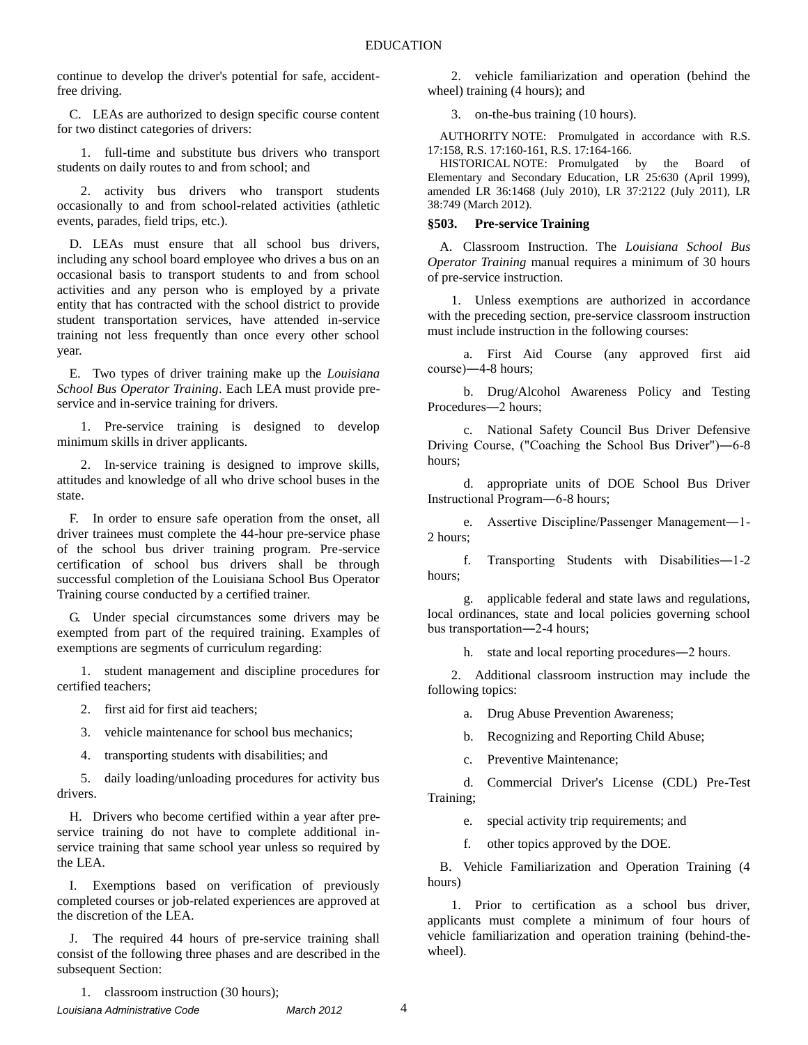continue to develop the driver's potential for safe, accident-free driving.

C. LEAs are authorized to design specific course content for two distinct categories of drivers:

1. full-time and substitute bus drivers who transport students on daily routes to and from school; and

2. activity bus drivers who transport students occasionally to and from school-related activities (athletic events, parades, field trips, etc.).

D. LEAs must ensure that all school bus drivers, including any school board employee who drives a bus on an occasional basis to transport students to and from school activities and any person who is employed by a private entity that has contracted with the school district to provide student transportation services, have attended in-service training not less frequently than once every other school year.

E. Two types of driver training make up the *Louisiana School Bus Operator Training*. Each LEA must provide pre-service and in-service training for drivers.

1. Pre-service training is designed to develop minimum skills in driver applicants.

2. In-service training is designed to improve skills, attitudes and knowledge of all who drive school buses in the state.

F. In order to ensure safe operation from the onset, all driver trainees must complete the 44-hour pre-service phase of the school bus driver training program. Pre-service certification of school bus drivers shall be through successful completion of the Louisiana School Bus Operator Training course conducted by a certified trainer.

G. Under special circumstances some drivers may be exempted from part of the required training. Examples of exemptions are segments of curriculum regarding:

1. student management and discipline procedures for certified teachers;

2. first aid for first aid teachers;

3. vehicle maintenance for school bus mechanics;

4. transporting students with disabilities; and

5. daily loading/unloading procedures for activity bus drivers.

H. Drivers who become certified within a year after pre-service training do not have to complete additional in-service training that same school year unless so required by the LEA.

I. Exemptions based on verification of previously completed courses or job-related experiences are approved at the discretion of the LEA.

J. The required 44 hours of pre-service training shall consist of the following three phases and are described in the subsequent Section:

1. classroom instruction (30 hours);

2. vehicle familiarization and operation (behind the wheel) training (4 hours); and

3. on-the-bus training (10 hours).

AUTHORITY NOTE: Promulgated in accordance with R.S. 17:158, R.S. 17:160-161, R.S. 17:164-166.

HISTORICAL NOTE: Promulgated by the Board of Elementary and Secondary Education, LR 25:630 (April 1999), amended LR 36:1468 (July 2010), LR 37:2122 (July 2011), LR 38:749 (March 2012).

### §503. Pre-service Training

A. Classroom Instruction. The *Louisiana School Bus Operator Training* manual requires a minimum of 30 hours of pre-service instruction.

1. Unless exemptions are authorized in accordance with the preceding section, pre-service classroom instruction must include instruction in the following courses:

a. First Aid Course (any approved first aid course)―4-8 hours;

b. Drug/Alcohol Awareness Policy and Testing Procedures―2 hours;

c. National Safety Council Bus Driver Defensive Driving Course, ("Coaching the School Bus Driver")―6-8 hours;

d. appropriate units of DOE School Bus Driver Instructional Program―6-8 hours;

e. Assertive Discipline/Passenger Management―1-2 hours;

f. Transporting Students with Disabilities―1-2 hours;

g. applicable federal and state laws and regulations, local ordinances, state and local policies governing school bus transportation―2-4 hours;

h. state and local reporting procedures―2 hours.

2. Additional classroom instruction may include the following topics:

a. Drug Abuse Prevention Awareness;

b. Recognizing and Reporting Child Abuse;

c. Preventive Maintenance;

d. Commercial Driver's License (CDL) Pre-Test Training;

e. special activity trip requirements; and

f. other topics approved by the DOE.

B. Vehicle Familiarization and Operation Training (4 hours)

1. Prior to certification as a school bus driver, applicants must complete a minimum of four hours of vehicle familiarization and operation training (behind-the-wheel).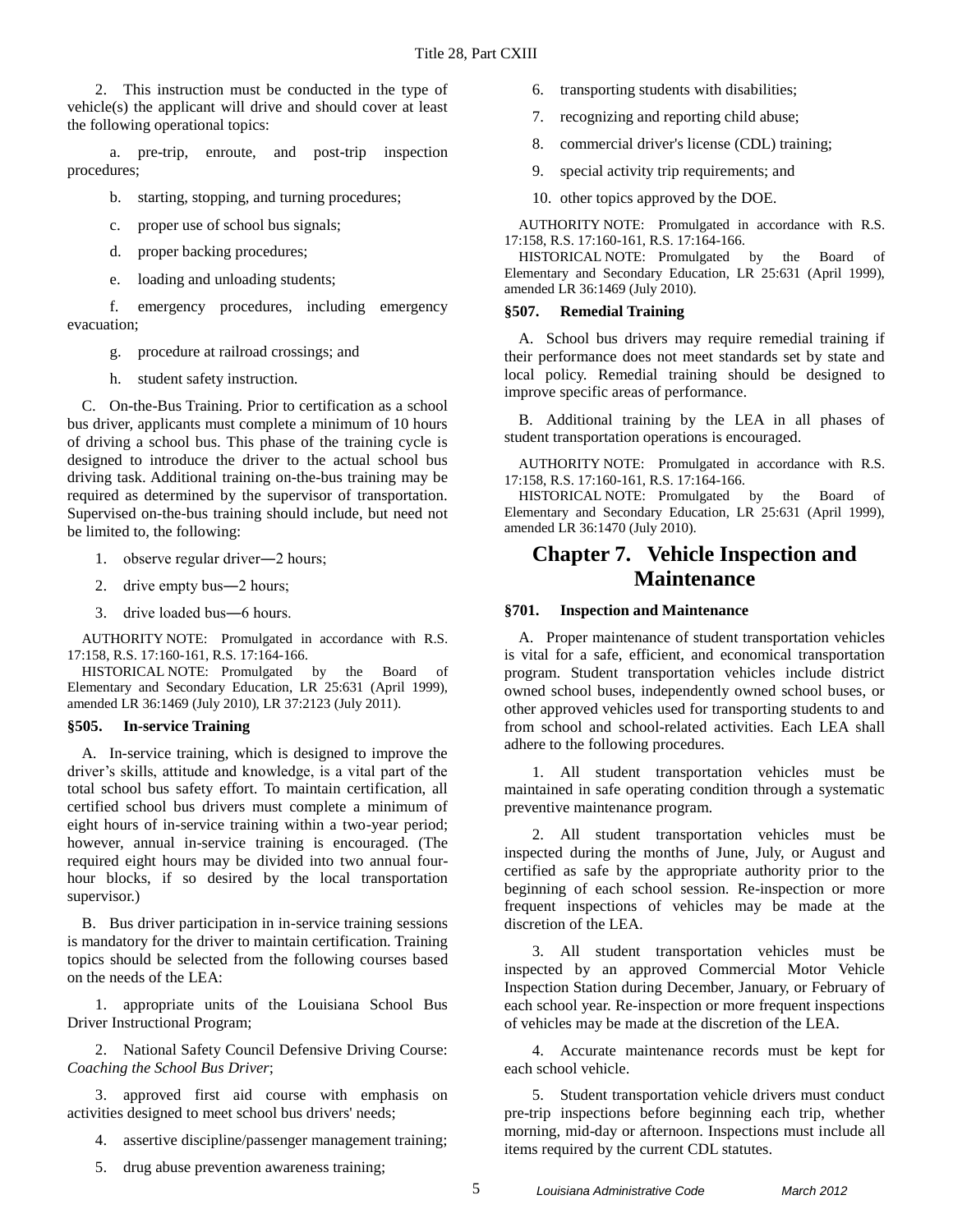2. This instruction must be conducted in the type of vehicle(s) the applicant will drive and should cover at least the following operational topics:

a. pre-trip, enroute, and post-trip inspection procedures;

b. starting, stopping, and turning procedures;

c. proper use of school bus signals;

d. proper backing procedures;

e. loading and unloading students;

f. emergency procedures, including emergency evacuation;

g. procedure at railroad crossings; and

h. student safety instruction.

C. On-the-Bus Training. Prior to certification as a school bus driver, applicants must complete a minimum of 10 hours of driving a school bus. This phase of the training cycle is designed to introduce the driver to the actual school bus driving task. Additional training on-the-bus training may be required as determined by the supervisor of transportation. Supervised on-the-bus training should include, but need not be limited to, the following:

1. observe regular driver―2 hours;

2. drive empty bus―2 hours;

3. drive loaded bus―6 hours.

AUTHORITY NOTE: Promulgated in accordance with R.S. 17:158, R.S. 17:160-161, R.S. 17:164-166.

HISTORICAL NOTE: Promulgated by the Board of Elementary and Secondary Education, LR 25:631 (April 1999), amended LR 36:1469 (July 2010), LR 37:2123 (July 2011).

### §505. In-service Training

A. In-service training, which is designed to improve the driver's skills, attitude and knowledge, is a vital part of the total school bus safety effort. To maintain certification, all certified school bus drivers must complete a minimum of eight hours of in-service training within a two-year period; however, annual in-service training is encouraged. (The required eight hours may be divided into two annual four-hour blocks, if so desired by the local transportation supervisor.)

B. Bus driver participation in in-service training sessions is mandatory for the driver to maintain certification. Training topics should be selected from the following courses based on the needs of the LEA:

1. appropriate units of the Louisiana School Bus Driver Instructional Program;

2. National Safety Council Defensive Driving Course: *Coaching the School Bus Driver*;

3. approved first aid course with emphasis on activities designed to meet school bus drivers' needs;

4. assertive discipline/passenger management training;

5. drug abuse prevention awareness training;

6. transporting students with disabilities;

7. recognizing and reporting child abuse;

8. commercial driver's license (CDL) training;

9. special activity trip requirements; and

10. other topics approved by the DOE.

AUTHORITY NOTE: Promulgated in accordance with R.S. 17:158, R.S. 17:160-161, R.S. 17:164-166.

HISTORICAL NOTE: Promulgated by the Board of Elementary and Secondary Education, LR 25:631 (April 1999), amended LR 36:1469 (July 2010).

### §507. Remedial Training

A. School bus drivers may require remedial training if their performance does not meet standards set by state and local policy. Remedial training should be designed to improve specific areas of performance.

B. Additional training by the LEA in all phases of student transportation operations is encouraged.

AUTHORITY NOTE: Promulgated in accordance with R.S. 17:158, R.S. 17:160-161, R.S. 17:164-166.

HISTORICAL NOTE: Promulgated by the Board of Elementary and Secondary Education, LR 25:631 (April 1999), amended LR 36:1470 (July 2010).

## Chapter 7. Vehicle Inspection and Maintenance

### §701. Inspection and Maintenance

A. Proper maintenance of student transportation vehicles is vital for a safe, efficient, and economical transportation program. Student transportation vehicles include district owned school buses, independently owned school buses, or other approved vehicles used for transporting students to and from school and school-related activities. Each LEA shall adhere to the following procedures.

1. All student transportation vehicles must be maintained in safe operating condition through a systematic preventive maintenance program.

2. All student transportation vehicles must be inspected during the months of June, July, or August and certified as safe by the appropriate authority prior to the beginning of each school session. Re-inspection or more frequent inspections of vehicles may be made at the discretion of the LEA.

3. All student transportation vehicles must be inspected by an approved Commercial Motor Vehicle Inspection Station during December, January, or February of each school year. Re-inspection or more frequent inspections of vehicles may be made at the discretion of the LEA.

4. Accurate maintenance records must be kept for each school vehicle.

5. Student transportation vehicle drivers must conduct pre-trip inspections before beginning each trip, whether morning, mid-day or afternoon. Inspections must include all items required by the current CDL statutes.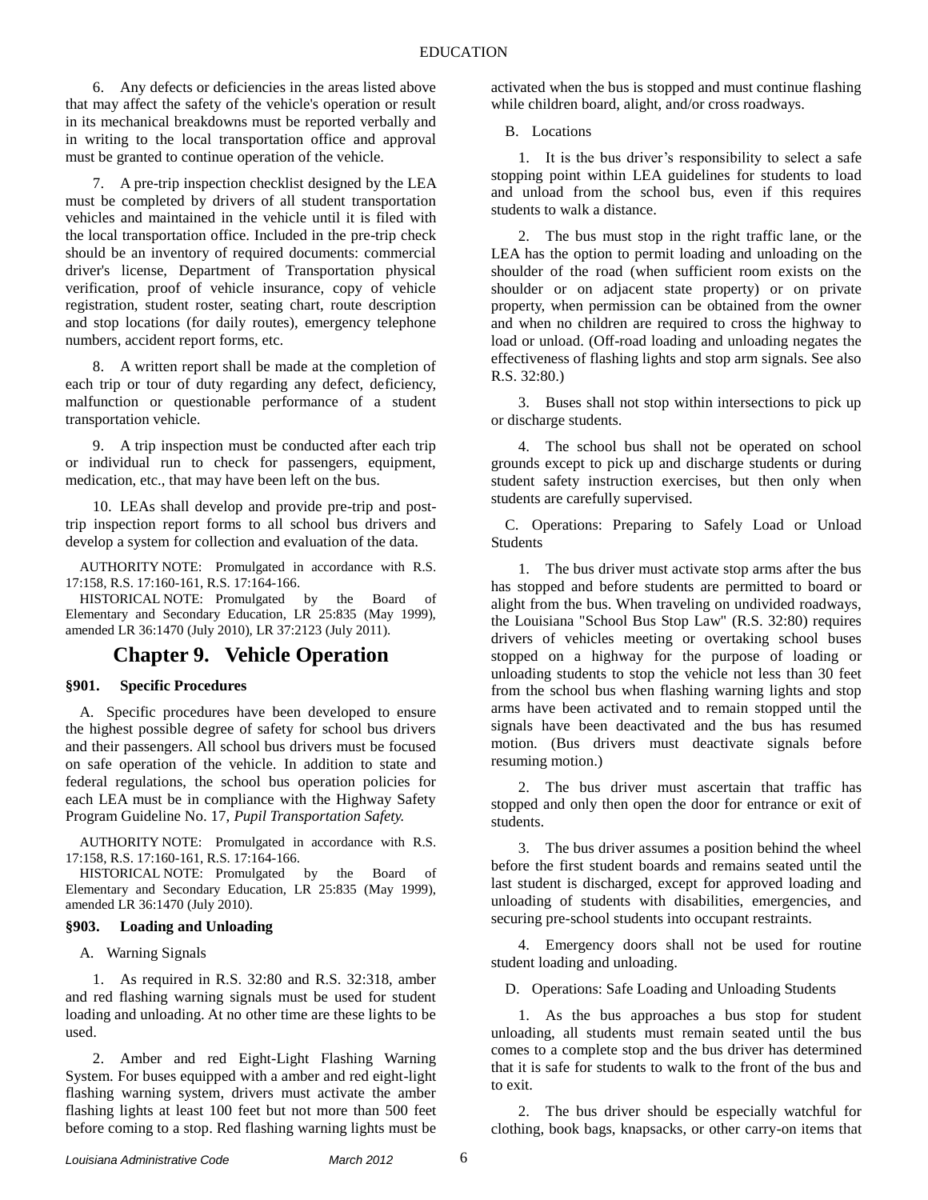6. Any defects or deficiencies in the areas listed above that may affect the safety of the vehicle's operation or result in its mechanical breakdowns must be reported verbally and in writing to the local transportation office and approval must be granted to continue operation of the vehicle.

7. A pre-trip inspection checklist designed by the LEA must be completed by drivers of all student transportation vehicles and maintained in the vehicle until it is filed with the local transportation office. Included in the pre-trip check should be an inventory of required documents: commercial driver's license, Department of Transportation physical verification, proof of vehicle insurance, copy of vehicle registration, student roster, seating chart, route description and stop locations (for daily routes), emergency telephone numbers, accident report forms, etc.

8. A written report shall be made at the completion of each trip or tour of duty regarding any defect, deficiency, malfunction or questionable performance of a student transportation vehicle.

9. A trip inspection must be conducted after each trip or individual run to check for passengers, equipment, medication, etc., that may have been left on the bus.

10. LEAs shall develop and provide pre-trip and post-trip inspection report forms to all school bus drivers and develop a system for collection and evaluation of the data.

AUTHORITY NOTE: Promulgated in accordance with R.S. 17:158, R.S. 17:160-161, R.S. 17:164-166.

HISTORICAL NOTE: Promulgated by the Board of Elementary and Secondary Education, LR 25:835 (May 1999), amended LR 36:1470 (July 2010), LR 37:2123 (July 2011).

## Chapter 9. Vehicle Operation

### §901. Specific Procedures

A. Specific procedures have been developed to ensure the highest possible degree of safety for school bus drivers and their passengers. All school bus drivers must be focused on safe operation of the vehicle. In addition to state and federal regulations, the school bus operation policies for each LEA must be in compliance with the Highway Safety Program Guideline No. 17, *Pupil Transportation Safety.*

AUTHORITY NOTE: Promulgated in accordance with R.S. 17:158, R.S. 17:160-161, R.S. 17:164-166.

HISTORICAL NOTE: Promulgated by the Board of Elementary and Secondary Education, LR 25:835 (May 1999), amended LR 36:1470 (July 2010).

### §903. Loading and Unloading

A. Warning Signals

1. As required in R.S. 32:80 and R.S. 32:318, amber and red flashing warning signals must be used for student loading and unloading. At no other time are these lights to be used.

2. Amber and red Eight-Light Flashing Warning System. For buses equipped with a amber and red eight-light flashing warning system, drivers must activate the amber flashing lights at least 100 feet but not more than 500 feet before coming to a stop. Red flashing warning lights must be activated when the bus is stopped and must continue flashing while children board, alight, and/or cross roadways.

B. Locations

1. It is the bus driver's responsibility to select a safe stopping point within LEA guidelines for students to load and unload from the school bus, even if this requires students to walk a distance.

2. The bus must stop in the right traffic lane, or the LEA has the option to permit loading and unloading on the shoulder of the road (when sufficient room exists on the shoulder or on adjacent state property) or on private property, when permission can be obtained from the owner and when no children are required to cross the highway to load or unload. (Off-road loading and unloading negates the effectiveness of flashing lights and stop arm signals. See also R.S. 32:80.)

3. Buses shall not stop within intersections to pick up or discharge students.

4. The school bus shall not be operated on school grounds except to pick up and discharge students or during student safety instruction exercises, but then only when students are carefully supervised.

C. Operations: Preparing to Safely Load or Unload Students

1. The bus driver must activate stop arms after the bus has stopped and before students are permitted to board or alight from the bus. When traveling on undivided roadways, the Louisiana "School Bus Stop Law" (R.S. 32:80) requires drivers of vehicles meeting or overtaking school buses stopped on a highway for the purpose of loading or unloading students to stop the vehicle not less than 30 feet from the school bus when flashing warning lights and stop arms have been activated and to remain stopped until the signals have been deactivated and the bus has resumed motion. (Bus drivers must deactivate signals before resuming motion.)

2. The bus driver must ascertain that traffic has stopped and only then open the door for entrance or exit of students.

3. The bus driver assumes a position behind the wheel before the first student boards and remains seated until the last student is discharged, except for approved loading and unloading of students with disabilities, emergencies, and securing pre-school students into occupant restraints.

4. Emergency doors shall not be used for routine student loading and unloading.

D. Operations: Safe Loading and Unloading Students

1. As the bus approaches a bus stop for student unloading, all students must remain seated until the bus comes to a complete stop and the bus driver has determined that it is safe for students to walk to the front of the bus and to exit.

2. The bus driver should be especially watchful for clothing, book bags, knapsacks, or other carry-on items that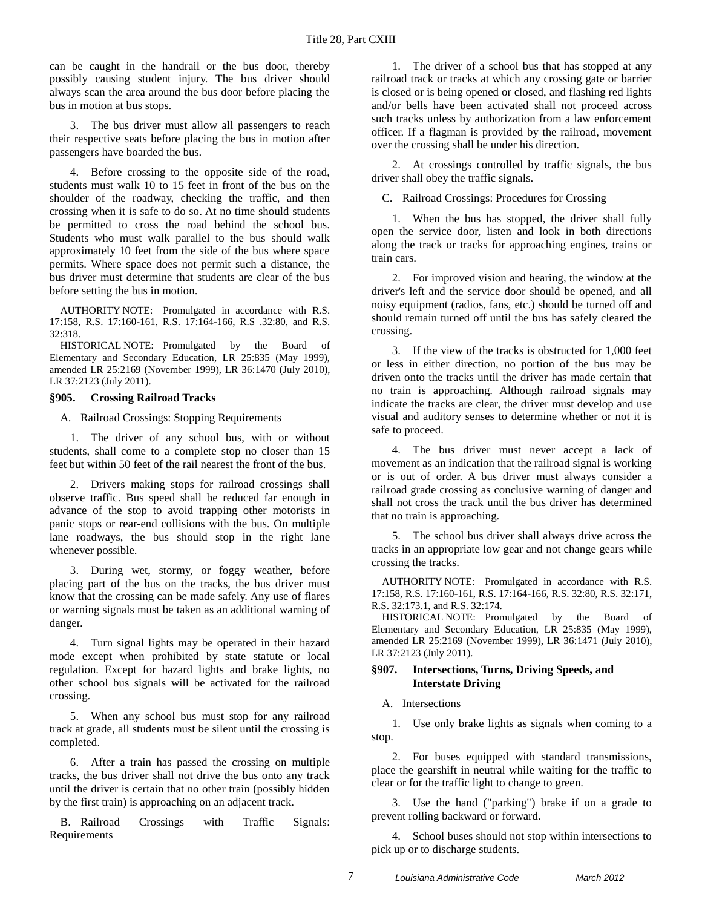can be caught in the handrail or the bus door, thereby possibly causing student injury. The bus driver should always scan the area around the bus door before placing the bus in motion at bus stops.

3. The bus driver must allow all passengers to reach their respective seats before placing the bus in motion after passengers have boarded the bus.

4. Before crossing to the opposite side of the road, students must walk 10 to 15 feet in front of the bus on the shoulder of the roadway, checking the traffic, and then crossing when it is safe to do so. At no time should students be permitted to cross the road behind the school bus. Students who must walk parallel to the bus should walk approximately 10 feet from the side of the bus where space permits. Where space does not permit such a distance, the bus driver must determine that students are clear of the bus before setting the bus in motion.

AUTHORITY NOTE: Promulgated in accordance with R.S. 17:158, R.S. 17:160-161, R.S. 17:164-166, R.S .32:80, and R.S. 32:318.

HISTORICAL NOTE: Promulgated by the Board of Elementary and Secondary Education, LR 25:835 (May 1999), amended LR 25:2169 (November 1999), LR 36:1470 (July 2010), LR 37:2123 (July 2011).

### §905. Crossing Railroad Tracks

A. Railroad Crossings: Stopping Requirements

1. The driver of any school bus, with or without students, shall come to a complete stop no closer than 15 feet but within 50 feet of the rail nearest the front of the bus.

2. Drivers making stops for railroad crossings shall observe traffic. Bus speed shall be reduced far enough in advance of the stop to avoid trapping other motorists in panic stops or rear-end collisions with the bus. On multiple lane roadways, the bus should stop in the right lane whenever possible.

3. During wet, stormy, or foggy weather, before placing part of the bus on the tracks, the bus driver must know that the crossing can be made safely. Any use of flares or warning signals must be taken as an additional warning of danger.

4. Turn signal lights may be operated in their hazard mode except when prohibited by state statute or local regulation. Except for hazard lights and brake lights, no other school bus signals will be activated for the railroad crossing.

5. When any school bus must stop for any railroad track at grade, all students must be silent until the crossing is completed.

6. After a train has passed the crossing on multiple tracks, the bus driver shall not drive the bus onto any track until the driver is certain that no other train (possibly hidden by the first train) is approaching on an adjacent track.

B. Railroad Crossings with Traffic Signals: Requirements

1. The driver of a school bus that has stopped at any railroad track or tracks at which any crossing gate or barrier is closed or is being opened or closed, and flashing red lights and/or bells have been activated shall not proceed across such tracks unless by authorization from a law enforcement officer. If a flagman is provided by the railroad, movement over the crossing shall be under his direction.

2. At crossings controlled by traffic signals, the bus driver shall obey the traffic signals.

C. Railroad Crossings: Procedures for Crossing

1. When the bus has stopped, the driver shall fully open the service door, listen and look in both directions along the track or tracks for approaching engines, trains or train cars.

2. For improved vision and hearing, the window at the driver's left and the service door should be opened, and all noisy equipment (radios, fans, etc.) should be turned off and should remain turned off until the bus has safely cleared the crossing.

3. If the view of the tracks is obstructed for 1,000 feet or less in either direction, no portion of the bus may be driven onto the tracks until the driver has made certain that no train is approaching. Although railroad signals may indicate the tracks are clear, the driver must develop and use visual and auditory senses to determine whether or not it is safe to proceed.

4. The bus driver must never accept a lack of movement as an indication that the railroad signal is working or is out of order. A bus driver must always consider a railroad grade crossing as conclusive warning of danger and shall not cross the track until the bus driver has determined that no train is approaching.

5. The school bus driver shall always drive across the tracks in an appropriate low gear and not change gears while crossing the tracks.

AUTHORITY NOTE: Promulgated in accordance with R.S. 17:158, R.S. 17:160-161, R.S. 17:164-166, R.S. 32:80, R.S. 32:171, R.S. 32:173.1, and R.S. 32:174.

HISTORICAL NOTE: Promulgated by the Board of Elementary and Secondary Education, LR 25:835 (May 1999), amended LR 25:2169 (November 1999), LR 36:1471 (July 2010), LR 37:2123 (July 2011).

### §907. Intersections, Turns, Driving Speeds, and Interstate Driving

A. Intersections

1. Use only brake lights as signals when coming to a stop.

2. For buses equipped with standard transmissions, place the gearshift in neutral while waiting for the traffic to clear or for the traffic light to change to green.

3. Use the hand ("parking") brake if on a grade to prevent rolling backward or forward.

4. School buses should not stop within intersections to pick up or to discharge students.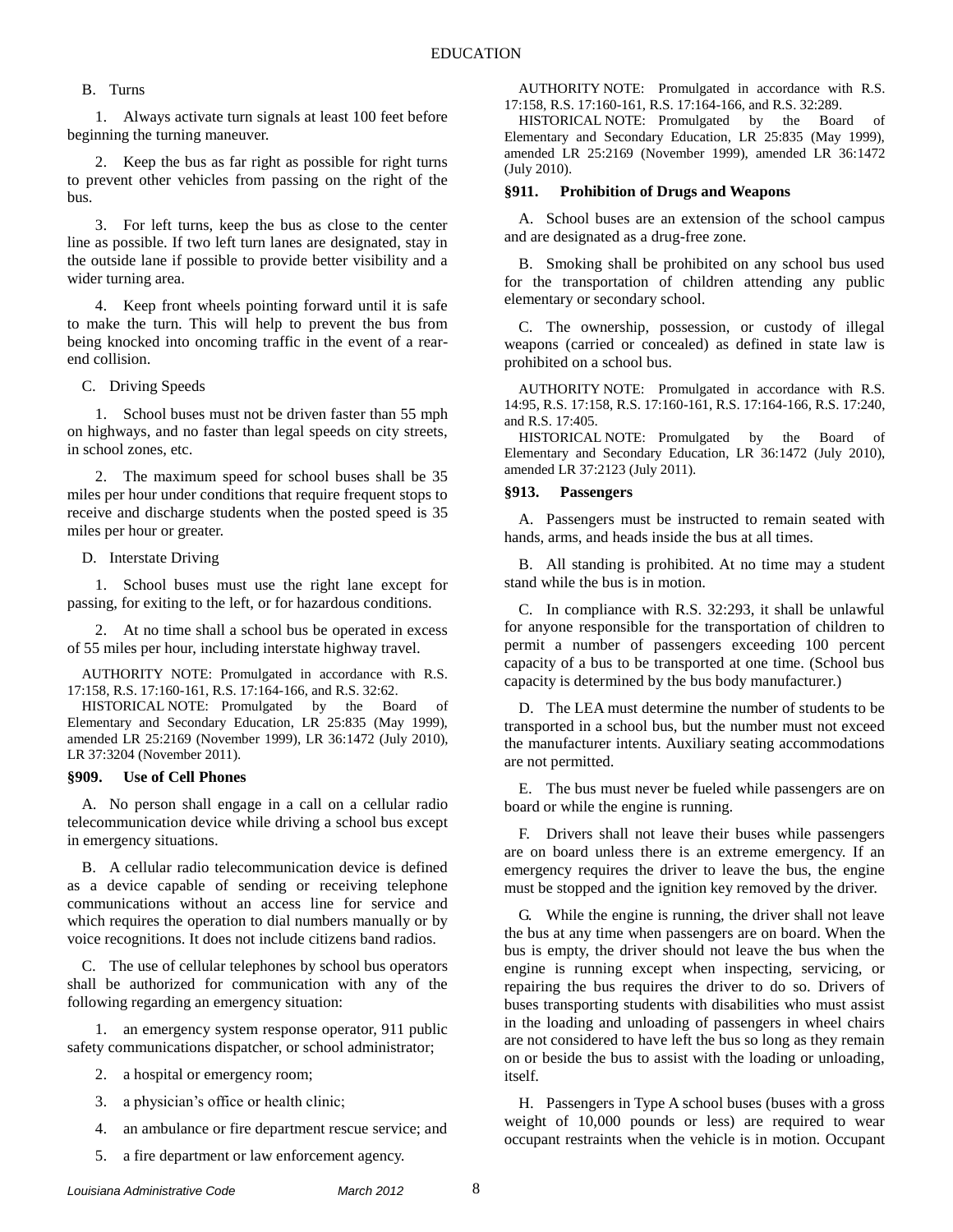B. Turns

1. Always activate turn signals at least 100 feet before beginning the turning maneuver.

2. Keep the bus as far right as possible for right turns to prevent other vehicles from passing on the right of the bus.

3. For left turns, keep the bus as close to the center line as possible. If two left turn lanes are designated, stay in the outside lane if possible to provide better visibility and a wider turning area.

4. Keep front wheels pointing forward until it is safe to make the turn. This will help to prevent the bus from being knocked into oncoming traffic in the event of a rear-end collision.

C. Driving Speeds

1. School buses must not be driven faster than 55 mph on highways, and no faster than legal speeds on city streets, in school zones, etc.

2. The maximum speed for school buses shall be 35 miles per hour under conditions that require frequent stops to receive and discharge students when the posted speed is 35 miles per hour or greater.

D. Interstate Driving

1. School buses must use the right lane except for passing, for exiting to the left, or for hazardous conditions.

2. At no time shall a school bus be operated in excess of 55 miles per hour, including interstate highway travel.

AUTHORITY NOTE: Promulgated in accordance with R.S. 17:158, R.S. 17:160-161, R.S. 17:164-166, and R.S. 32:62.

HISTORICAL NOTE: Promulgated by the Board of Elementary and Secondary Education, LR 25:835 (May 1999), amended LR 25:2169 (November 1999), LR 36:1472 (July 2010), LR 37:3204 (November 2011).

### §909. Use of Cell Phones

A. No person shall engage in a call on a cellular radio telecommunication device while driving a school bus except in emergency situations.

B. A cellular radio telecommunication device is defined as a device capable of sending or receiving telephone communications without an access line for service and which requires the operation to dial numbers manually or by voice recognitions. It does not include citizens band radios.

C. The use of cellular telephones by school bus operators shall be authorized for communication with any of the following regarding an emergency situation:

1. an emergency system response operator, 911 public safety communications dispatcher, or school administrator;

2. a hospital or emergency room;

3. a physician's office or health clinic;

4. an ambulance or fire department rescue service; and

5. a fire department or law enforcement agency.

AUTHORITY NOTE: Promulgated in accordance with R.S. 17:158, R.S. 17:160-161, R.S. 17:164-166, and R.S. 32:289.

HISTORICAL NOTE: Promulgated by the Board of Elementary and Secondary Education, LR 25:835 (May 1999), amended LR 25:2169 (November 1999), amended LR 36:1472 (July 2010).

### §911. Prohibition of Drugs and Weapons

A. School buses are an extension of the school campus and are designated as a drug-free zone.

B. Smoking shall be prohibited on any school bus used for the transportation of children attending any public elementary or secondary school.

C. The ownership, possession, or custody of illegal weapons (carried or concealed) as defined in state law is prohibited on a school bus.

AUTHORITY NOTE: Promulgated in accordance with R.S. 14:95, R.S. 17:158, R.S. 17:160-161, R.S. 17:164-166, R.S. 17:240, and R.S. 17:405.

HISTORICAL NOTE: Promulgated by the Board of Elementary and Secondary Education, LR 36:1472 (July 2010), amended LR 37:2123 (July 2011).

### §913. Passengers

A. Passengers must be instructed to remain seated with hands, arms, and heads inside the bus at all times.

B. All standing is prohibited. At no time may a student stand while the bus is in motion.

C. In compliance with R.S. 32:293, it shall be unlawful for anyone responsible for the transportation of children to permit a number of passengers exceeding 100 percent capacity of a bus to be transported at one time. (School bus capacity is determined by the bus body manufacturer.)

D. The LEA must determine the number of students to be transported in a school bus, but the number must not exceed the manufacturer intents. Auxiliary seating accommodations are not permitted.

E. The bus must never be fueled while passengers are on board or while the engine is running.

F. Drivers shall not leave their buses while passengers are on board unless there is an extreme emergency. If an emergency requires the driver to leave the bus, the engine must be stopped and the ignition key removed by the driver.

G. While the engine is running, the driver shall not leave the bus at any time when passengers are on board. When the bus is empty, the driver should not leave the bus when the engine is running except when inspecting, servicing, or repairing the bus requires the driver to do so. Drivers of buses transporting students with disabilities who must assist in the loading and unloading of passengers in wheel chairs are not considered to have left the bus so long as they remain on or beside the bus to assist with the loading or unloading, itself.

H. Passengers in Type A school buses (buses with a gross weight of 10,000 pounds or less) are required to wear occupant restraints when the vehicle is in motion. Occupant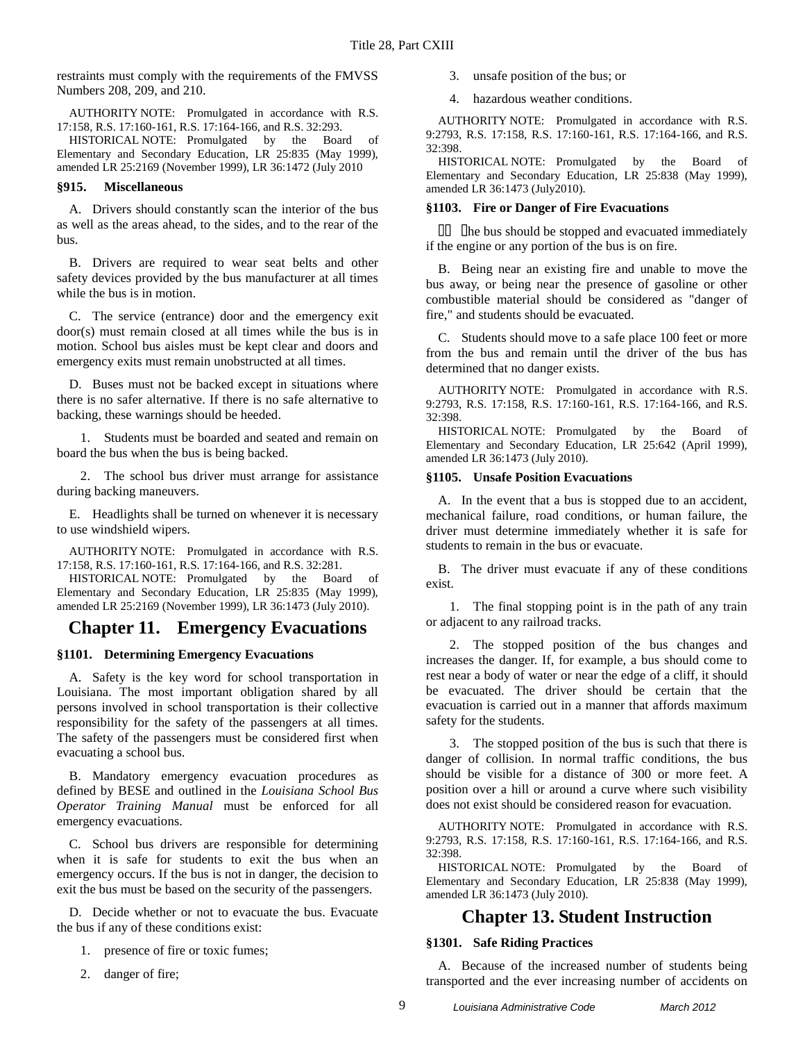restraints must comply with the requirements of the FMVSS Numbers 208, 209, and 210.

AUTHORITY NOTE: Promulgated in accordance with R.S. 17:158, R.S. 17:160-161, R.S. 17:164-166, and R.S. 32:293.

HISTORICAL NOTE: Promulgated by the Board of Elementary and Secondary Education, LR 25:835 (May 1999), amended LR 25:2169 (November 1999), LR 36:1472 (July 2010

### §915. Miscellaneous

A. Drivers should constantly scan the interior of the bus as well as the areas ahead, to the sides, and to the rear of the bus.

B. Drivers are required to wear seat belts and other safety devices provided by the bus manufacturer at all times while the bus is in motion.

C. The service (entrance) door and the emergency exit door(s) must remain closed at all times while the bus is in motion. School bus aisles must be kept clear and doors and emergency exits must remain unobstructed at all times.

D. Buses must not be backed except in situations where there is no safer alternative. If there is no safe alternative to backing, these warnings should be heeded.

1. Students must be boarded and seated and remain on board the bus when the bus is being backed.

2. The school bus driver must arrange for assistance during backing maneuvers.

E. Headlights shall be turned on whenever it is necessary to use windshield wipers.

AUTHORITY NOTE: Promulgated in accordance with R.S. 17:158, R.S. 17:160-161, R.S. 17:164-166, and R.S. 32:281.

HISTORICAL NOTE: Promulgated by the Board of Elementary and Secondary Education, LR 25:835 (May 1999), amended LR 25:2169 (November 1999), LR 36:1473 (July 2010).

## Chapter 11. Emergency Evacuations

### §1101. Determining Emergency Evacuations

A. Safety is the key word for school transportation in Louisiana. The most important obligation shared by all persons involved in school transportation is their collective responsibility for the safety of the passengers at all times. The safety of the passengers must be considered first when evacuating a school bus.

B. Mandatory emergency evacuation procedures as defined by BESE and outlined in the *Louisiana School Bus Operator Training Manual* must be enforced for all emergency evacuations.

C. School bus drivers are responsible for determining when it is safe for students to exit the bus when an emergency occurs. If the bus is not in danger, the decision to exit the bus must be based on the security of the passengers.

D. Decide whether or not to evacuate the bus. Evacuate the bus if any of these conditions exist:

1. presence of fire or toxic fumes;

2. danger of fire;

3. unsafe position of the bus; or

4. hazardous weather conditions.

AUTHORITY NOTE: Promulgated in accordance with R.S. 9:2793, R.S. 17:158, R.S. 17:160-161, R.S. 17:164-166, and R.S. 32:398.

HISTORICAL NOTE: Promulgated by the Board of Elementary and Secondary Education, LR 25:838 (May 1999), amended LR 36:1473 (July2010).

### §1103. Fire or Danger of Fire Evacuations

A. The bus should be stopped and evacuated immediately if the engine or any portion of the bus is on fire.

B. Being near an existing fire and unable to move the bus away, or being near the presence of gasoline or other combustible material should be considered as "danger of fire," and students should be evacuated.

C. Students should move to a safe place 100 feet or more from the bus and remain until the driver of the bus has determined that no danger exists.

AUTHORITY NOTE: Promulgated in accordance with R.S. 9:2793, R.S. 17:158, R.S. 17:160-161, R.S. 17:164-166, and R.S. 32:398.

HISTORICAL NOTE: Promulgated by the Board of Elementary and Secondary Education, LR 25:642 (April 1999), amended LR 36:1473 (July 2010).

### §1105. Unsafe Position Evacuations

A. In the event that a bus is stopped due to an accident, mechanical failure, road conditions, or human failure, the driver must determine immediately whether it is safe for students to remain in the bus or evacuate.

B. The driver must evacuate if any of these conditions exist.

1. The final stopping point is in the path of any train or adjacent to any railroad tracks.

2. The stopped position of the bus changes and increases the danger. If, for example, a bus should come to rest near a body of water or near the edge of a cliff, it should be evacuated. The driver should be certain that the evacuation is carried out in a manner that affords maximum safety for the students.

3. The stopped position of the bus is such that there is danger of collision. In normal traffic conditions, the bus should be visible for a distance of 300 or more feet. A position over a hill or around a curve where such visibility does not exist should be considered reason for evacuation.

AUTHORITY NOTE: Promulgated in accordance with R.S. 9:2793, R.S. 17:158, R.S. 17:160-161, R.S. 17:164-166, and R.S. 32:398.

HISTORICAL NOTE: Promulgated by the Board of Elementary and Secondary Education, LR 25:838 (May 1999), amended LR 36:1473 (July 2010).

## Chapter 13. Student Instruction

### §1301. Safe Riding Practices

A. Because of the increased number of students being transported and the ever increasing number of accidents on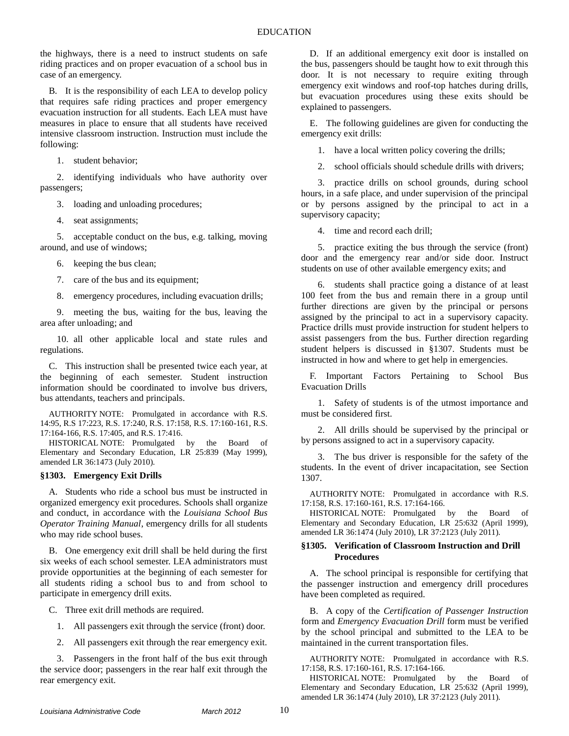the highways, there is a need to instruct students on safe riding practices and on proper evacuation of a school bus in case of an emergency.

B. It is the responsibility of each LEA to develop policy that requires safe riding practices and proper emergency evacuation instruction for all students. Each LEA must have measures in place to ensure that all students have received intensive classroom instruction. Instruction must include the following:

1. student behavior;

2. identifying individuals who have authority over passengers;

3. loading and unloading procedures;

4. seat assignments;

5. acceptable conduct on the bus, e.g. talking, moving around, and use of windows;

6. keeping the bus clean;

7. care of the bus and its equipment;

8. emergency procedures, including evacuation drills;

9. meeting the bus, waiting for the bus, leaving the area after unloading; and

10. all other applicable local and state rules and regulations.

C. This instruction shall be presented twice each year, at the beginning of each semester. Student instruction information should be coordinated to involve bus drivers, bus attendants, teachers and principals.

AUTHORITY NOTE: Promulgated in accordance with R.S. 14:95, R.S 17:223, R.S. 17:240, R.S. 17:158, R.S. 17:160-161, R.S. 17:164-166, R.S. 17:405, and R.S. 17:416.

HISTORICAL NOTE: Promulgated by the Board of Elementary and Secondary Education, LR 25:839 (May 1999), amended LR 36:1473 (July 2010).

### §1303. Emergency Exit Drills

A. Students who ride a school bus must be instructed in organized emergency exit procedures. Schools shall organize and conduct, in accordance with the *Louisiana School Bus Operator Training Manual*, emergency drills for all students who may ride school buses.

B. One emergency exit drill shall be held during the first six weeks of each school semester. LEA administrators must provide opportunities at the beginning of each semester for all students riding a school bus to and from school to participate in emergency drill exits.

C. Three exit drill methods are required.

1. All passengers exit through the service (front) door.

2. All passengers exit through the rear emergency exit.

3. Passengers in the front half of the bus exit through the service door; passengers in the rear half exit through the rear emergency exit.

D. If an additional emergency exit door is installed on the bus, passengers should be taught how to exit through this door. It is not necessary to require exiting through emergency exit windows and roof-top hatches during drills, but evacuation procedures using these exits should be explained to passengers.

E. The following guidelines are given for conducting the emergency exit drills:

1. have a local written policy covering the drills;

2. school officials should schedule drills with drivers;

3. practice drills on school grounds, during school hours, in a safe place, and under supervision of the principal or by persons assigned by the principal to act in a supervisory capacity;

4. time and record each drill;

5. practice exiting the bus through the service (front) door and the emergency rear and/or side door. Instruct students on use of other available emergency exits; and

6. students shall practice going a distance of at least 100 feet from the bus and remain there in a group until further directions are given by the principal or persons assigned by the principal to act in a supervisory capacity. Practice drills must provide instruction for student helpers to assist passengers from the bus. Further direction regarding student helpers is discussed in §1307. Students must be instructed in how and where to get help in emergencies.

F. Important Factors Pertaining to School Bus Evacuation Drills

1. Safety of students is of the utmost importance and must be considered first.

2. All drills should be supervised by the principal or by persons assigned to act in a supervisory capacity.

3. The bus driver is responsible for the safety of the students. In the event of driver incapacitation, see Section 1307.

AUTHORITY NOTE: Promulgated in accordance with R.S. 17:158, R.S. 17:160-161, R.S. 17:164-166.

HISTORICAL NOTE: Promulgated by the Board of Elementary and Secondary Education, LR 25:632 (April 1999), amended LR 36:1474 (July 2010), LR 37:2123 (July 2011).

### §1305. Verification of Classroom Instruction and Drill Procedures

A. The school principal is responsible for certifying that the passenger instruction and emergency drill procedures have been completed as required.

B. A copy of the *Certification of Passenger Instruction* form and *Emergency Evacuation Drill* form must be verified by the school principal and submitted to the LEA to be maintained in the current transportation files.

AUTHORITY NOTE: Promulgated in accordance with R.S. 17:158, R.S. 17:160-161, R.S. 17:164-166.

HISTORICAL NOTE: Promulgated by the Board of Elementary and Secondary Education, LR 25:632 (April 1999), amended LR 36:1474 (July 2010), LR 37:2123 (July 2011).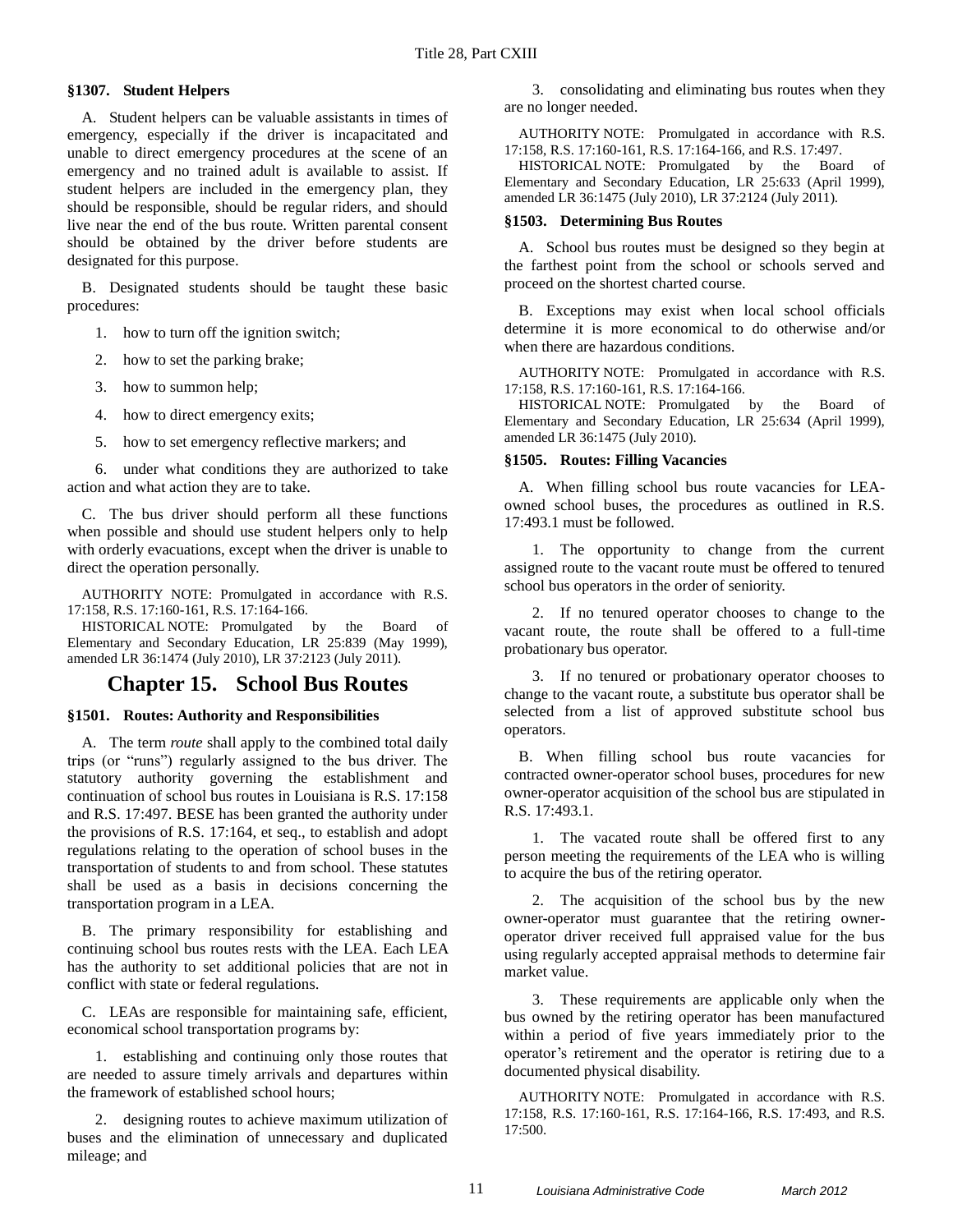### §1307. Student Helpers

A. Student helpers can be valuable assistants in times of emergency, especially if the driver is incapacitated and unable to direct emergency procedures at the scene of an emergency and no trained adult is available to assist. If student helpers are included in the emergency plan, they should be responsible, should be regular riders, and should live near the end of the bus route. Written parental consent should be obtained by the driver before students are designated for this purpose.

B. Designated students should be taught these basic procedures:

1. how to turn off the ignition switch;

2. how to set the parking brake;

3. how to summon help;

4. how to direct emergency exits;

5. how to set emergency reflective markers; and

6. under what conditions they are authorized to take action and what action they are to take.

C. The bus driver should perform all these functions when possible and should use student helpers only to help with orderly evacuations, except when the driver is unable to direct the operation personally.

AUTHORITY NOTE: Promulgated in accordance with R.S. 17:158, R.S. 17:160-161, R.S. 17:164-166.

HISTORICAL NOTE: Promulgated by the Board of Elementary and Secondary Education, LR 25:839 (May 1999), amended LR 36:1474 (July 2010), LR 37:2123 (July 2011).

## Chapter 15. School Bus Routes

### §1501. Routes: Authority and Responsibilities

A. The term *route* shall apply to the combined total daily trips (or "runs") regularly assigned to the bus driver. The statutory authority governing the establishment and continuation of school bus routes in Louisiana is R.S. 17:158 and R.S. 17:497. BESE has been granted the authority under the provisions of R.S. 17:164, et seq., to establish and adopt regulations relating to the operation of school buses in the transportation of students to and from school. These statutes shall be used as a basis in decisions concerning the transportation program in a LEA.

B. The primary responsibility for establishing and continuing school bus routes rests with the LEA. Each LEA has the authority to set additional policies that are not in conflict with state or federal regulations.

C. LEAs are responsible for maintaining safe, efficient, economical school transportation programs by:

1. establishing and continuing only those routes that are needed to assure timely arrivals and departures within the framework of established school hours;

2. designing routes to achieve maximum utilization of buses and the elimination of unnecessary and duplicated mileage; and

3. consolidating and eliminating bus routes when they are no longer needed.

AUTHORITY NOTE: Promulgated in accordance with R.S. 17:158, R.S. 17:160-161, R.S. 17:164-166, and R.S. 17:497.

HISTORICAL NOTE: Promulgated by the Board of Elementary and Secondary Education, LR 25:633 (April 1999), amended LR 36:1475 (July 2010), LR 37:2124 (July 2011).

### §1503. Determining Bus Routes

A. School bus routes must be designed so they begin at the farthest point from the school or schools served and proceed on the shortest charted course.

B. Exceptions may exist when local school officials determine it is more economical to do otherwise and/or when there are hazardous conditions.

AUTHORITY NOTE: Promulgated in accordance with R.S. 17:158, R.S. 17:160-161, R.S. 17:164-166.

HISTORICAL NOTE: Promulgated by the Board of Elementary and Secondary Education, LR 25:634 (April 1999), amended LR 36:1475 (July 2010).

### §1505. Routes: Filling Vacancies

A. When filling school bus route vacancies for LEA-owned school buses, the procedures as outlined in R.S. 17:493.1 must be followed.

1. The opportunity to change from the current assigned route to the vacant route must be offered to tenured school bus operators in the order of seniority.

2. If no tenured operator chooses to change to the vacant route, the route shall be offered to a full-time probationary bus operator.

3. If no tenured or probationary operator chooses to change to the vacant route, a substitute bus operator shall be selected from a list of approved substitute school bus operators.

B. When filling school bus route vacancies for contracted owner-operator school buses, procedures for new owner-operator acquisition of the school bus are stipulated in R.S. 17:493.1.

1. The vacated route shall be offered first to any person meeting the requirements of the LEA who is willing to acquire the bus of the retiring operator.

2. The acquisition of the school bus by the new owner-operator must guarantee that the retiring owner-operator driver received full appraised value for the bus using regularly accepted appraisal methods to determine fair market value.

3. These requirements are applicable only when the bus owned by the retiring operator has been manufactured within a period of five years immediately prior to the operator's retirement and the operator is retiring due to a documented physical disability.

AUTHORITY NOTE: Promulgated in accordance with R.S. 17:158, R.S. 17:160-161, R.S. 17:164-166, R.S. 17:493, and R.S. 17:500.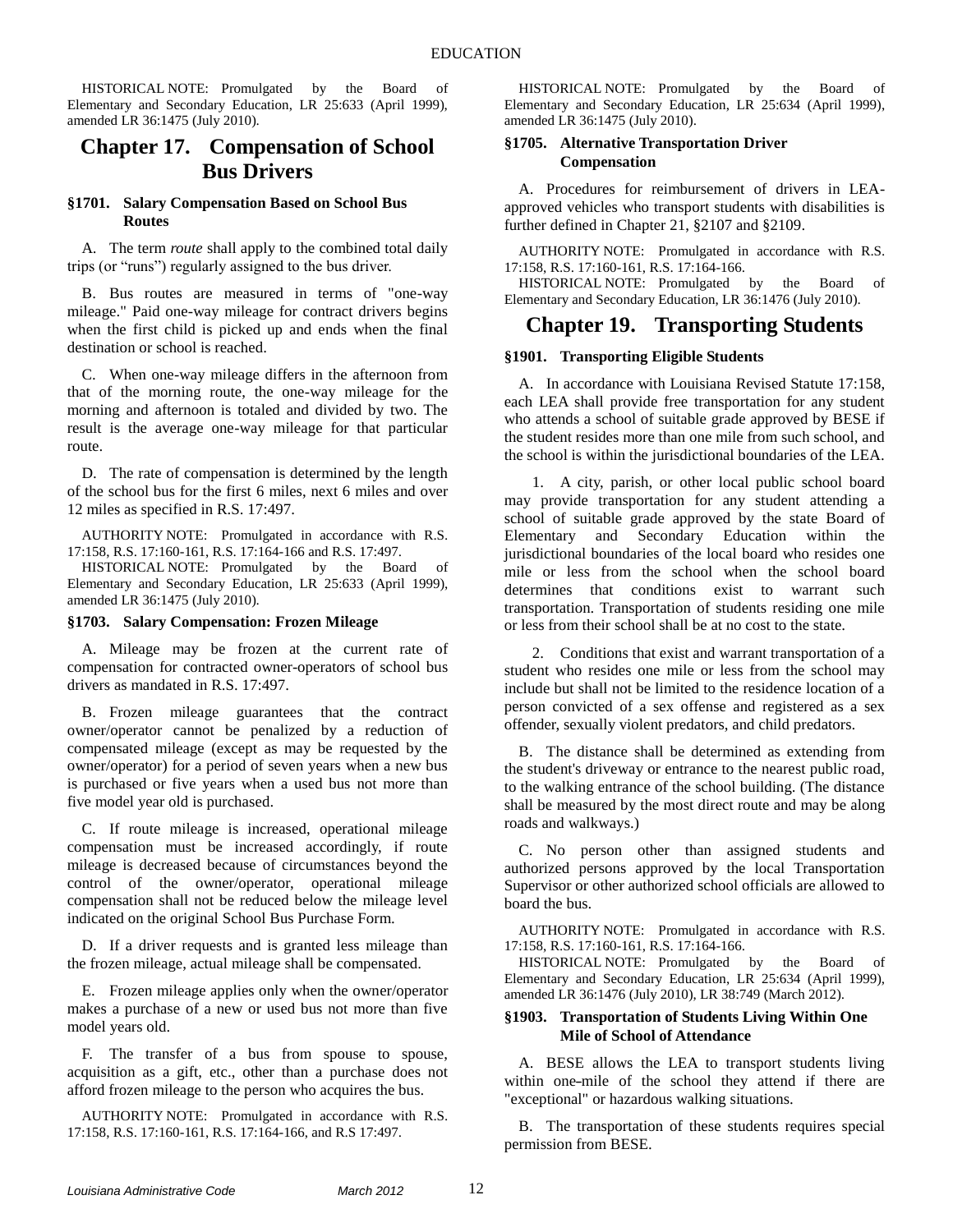HISTORICAL NOTE: Promulgated by the Board of Elementary and Secondary Education, LR 25:633 (April 1999), amended LR 36:1475 (July 2010).

## Chapter 17. Compensation of School Bus Drivers

### §1701. Salary Compensation Based on School Bus Routes

A. The term *route* shall apply to the combined total daily trips (or "runs") regularly assigned to the bus driver.

B. Bus routes are measured in terms of "one-way mileage." Paid one-way mileage for contract drivers begins when the first child is picked up and ends when the final destination or school is reached.

C. When one-way mileage differs in the afternoon from that of the morning route, the one-way mileage for the morning and afternoon is totaled and divided by two. The result is the average one-way mileage for that particular route.

D. The rate of compensation is determined by the length of the school bus for the first 6 miles, next 6 miles and over 12 miles as specified in R.S. 17:497.

AUTHORITY NOTE: Promulgated in accordance with R.S. 17:158, R.S. 17:160-161, R.S. 17:164-166 and R.S. 17:497.

HISTORICAL NOTE: Promulgated by the Board of Elementary and Secondary Education, LR 25:633 (April 1999), amended LR 36:1475 (July 2010).

### §1703. Salary Compensation: Frozen Mileage

A. Mileage may be frozen at the current rate of compensation for contracted owner-operators of school bus drivers as mandated in R.S. 17:497.

B. Frozen mileage guarantees that the contract owner/operator cannot be penalized by a reduction of compensated mileage (except as may be requested by the owner/operator) for a period of seven years when a new bus is purchased or five years when a used bus not more than five model year old is purchased.

C. If route mileage is increased, operational mileage compensation must be increased accordingly, if route mileage is decreased because of circumstances beyond the control of the owner/operator, operational mileage compensation shall not be reduced below the mileage level indicated on the original School Bus Purchase Form.

D. If a driver requests and is granted less mileage than the frozen mileage, actual mileage shall be compensated.

E. Frozen mileage applies only when the owner/operator makes a purchase of a new or used bus not more than five model years old.

F. The transfer of a bus from spouse to spouse, acquisition as a gift, etc., other than a purchase does not afford frozen mileage to the person who acquires the bus.

AUTHORITY NOTE: Promulgated in accordance with R.S. 17:158, R.S. 17:160-161, R.S. 17:164-166, and R.S 17:497.

HISTORICAL NOTE: Promulgated by the Board of Elementary and Secondary Education, LR 25:634 (April 1999), amended LR 36:1475 (July 2010).

### §1705. Alternative Transportation Driver Compensation

A. Procedures for reimbursement of drivers in LEA-approved vehicles who transport students with disabilities is further defined in Chapter 21, §2107 and §2109.

AUTHORITY NOTE: Promulgated in accordance with R.S. 17:158, R.S. 17:160-161, R.S. 17:164-166.

HISTORICAL NOTE: Promulgated by the Board of Elementary and Secondary Education, LR 36:1476 (July 2010).

## Chapter 19. Transporting Students

### §1901. Transporting Eligible Students

A. In accordance with Louisiana Revised Statute 17:158, each LEA shall provide free transportation for any student who attends a school of suitable grade approved by BESE if the student resides more than one mile from such school, and the school is within the jurisdictional boundaries of the LEA.

1. A city, parish, or other local public school board may provide transportation for any student attending a school of suitable grade approved by the state Board of Elementary and Secondary Education within the jurisdictional boundaries of the local board who resides one mile or less from the school when the school board determines that conditions exist to warrant such transportation. Transportation of students residing one mile or less from their school shall be at no cost to the state.

2. Conditions that exist and warrant transportation of a student who resides one mile or less from the school may include but shall not be limited to the residence location of a person convicted of a sex offense and registered as a sex offender, sexually violent predators, and child predators.

B. The distance shall be determined as extending from the student's driveway or entrance to the nearest public road, to the walking entrance of the school building. (The distance shall be measured by the most direct route and may be along roads and walkways.)

C. No person other than assigned students and authorized persons approved by the local Transportation Supervisor or other authorized school officials are allowed to board the bus.

AUTHORITY NOTE: Promulgated in accordance with R.S. 17:158, R.S. 17:160-161, R.S. 17:164-166.

HISTORICAL NOTE: Promulgated by the Board of Elementary and Secondary Education, LR 25:634 (April 1999), amended LR 36:1476 (July 2010), LR 38:749 (March 2012).

### §1903. Transportation of Students Living Within One Mile of School of Attendance

A. BESE allows the LEA to transport students living within one-mile of the school they attend if there are "exceptional" or hazardous walking situations.

B. The transportation of these students requires special permission from BESE.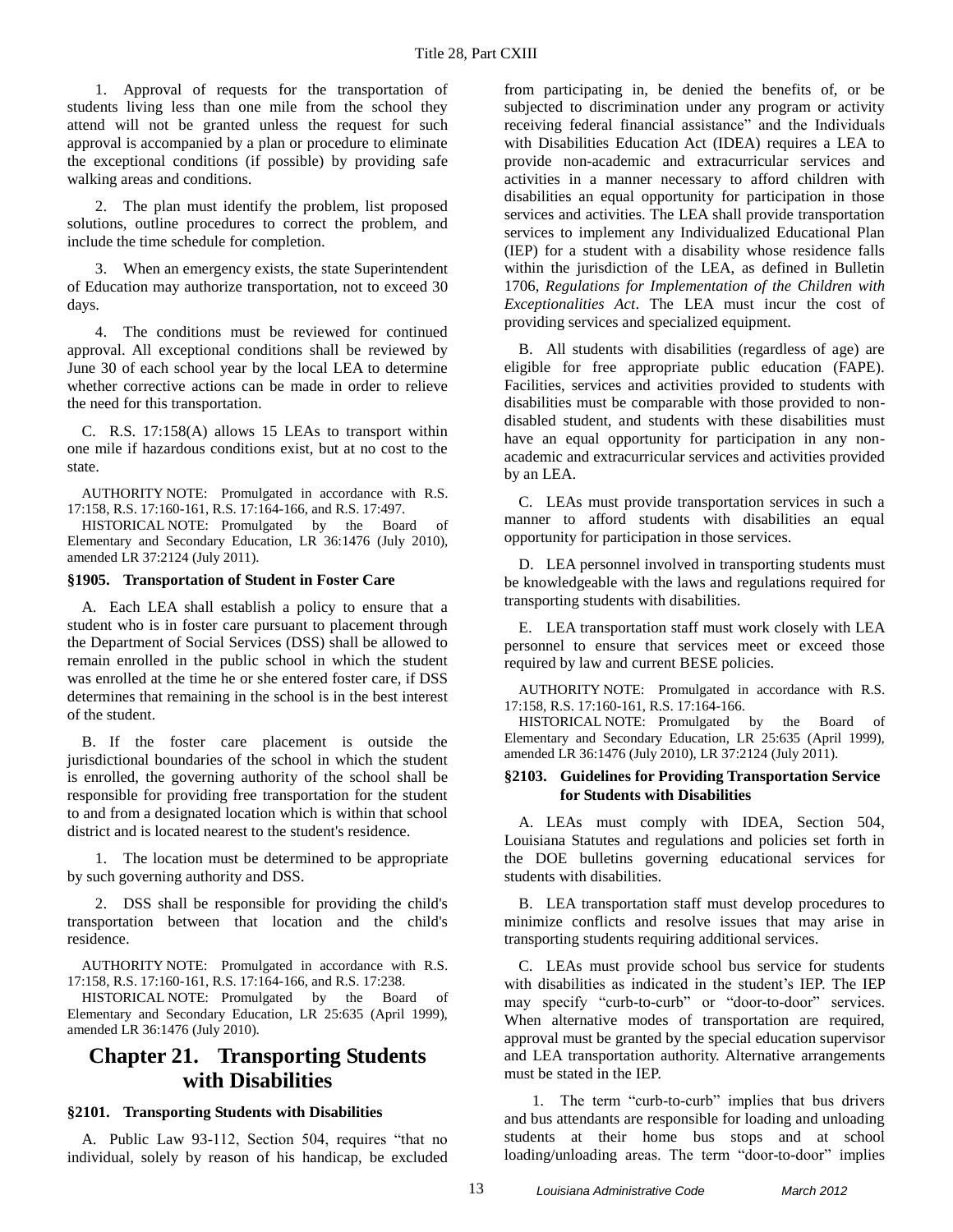1. Approval of requests for the transportation of students living less than one mile from the school they attend will not be granted unless the request for such approval is accompanied by a plan or procedure to eliminate the exceptional conditions (if possible) by providing safe walking areas and conditions.

2. The plan must identify the problem, list proposed solutions, outline procedures to correct the problem, and include the time schedule for completion.

3. When an emergency exists, the state Superintendent of Education may authorize transportation, not to exceed 30 days.

4. The conditions must be reviewed for continued approval. All exceptional conditions shall be reviewed by June 30 of each school year by the local LEA to determine whether corrective actions can be made in order to relieve the need for this transportation.

C. R.S. 17:158(A) allows 15 LEAs to transport within one mile if hazardous conditions exist, but at no cost to the state.

AUTHORITY NOTE: Promulgated in accordance with R.S. 17:158, R.S. 17:160-161, R.S. 17:164-166, and R.S. 17:497.

HISTORICAL NOTE: Promulgated by the Board of Elementary and Secondary Education, LR 36:1476 (July 2010), amended LR 37:2124 (July 2011).

### §1905. Transportation of Student in Foster Care

A. Each LEA shall establish a policy to ensure that a student who is in foster care pursuant to placement through the Department of Social Services (DSS) shall be allowed to remain enrolled in the public school in which the student was enrolled at the time he or she entered foster care, if DSS determines that remaining in the school is in the best interest of the student.

B. If the foster care placement is outside the jurisdictional boundaries of the school in which the student is enrolled, the governing authority of the school shall be responsible for providing free transportation for the student to and from a designated location which is within that school district and is located nearest to the student's residence.

1. The location must be determined to be appropriate by such governing authority and DSS.

2. DSS shall be responsible for providing the child's transportation between that location and the child's residence.

AUTHORITY NOTE: Promulgated in accordance with R.S. 17:158, R.S. 17:160-161, R.S. 17:164-166, and R.S. 17:238.

HISTORICAL NOTE: Promulgated by the Board of Elementary and Secondary Education, LR 25:635 (April 1999), amended LR 36:1476 (July 2010).

## Chapter 21. Transporting Students with Disabilities

### §2101. Transporting Students with Disabilities

A. Public Law 93-112, Section 504, requires "that no individual, solely by reason of his handicap, be excluded from participating in, be denied the benefits of, or be subjected to discrimination under any program or activity receiving federal financial assistance" and the Individuals with Disabilities Education Act (IDEA) requires a LEA to provide non-academic and extracurricular services and activities in a manner necessary to afford children with disabilities an equal opportunity for participation in those services and activities. The LEA shall provide transportation services to implement any Individualized Educational Plan (IEP) for a student with a disability whose residence falls within the jurisdiction of the LEA, as defined in Bulletin 1706, *Regulations for Implementation of the Children with Exceptionalities Act*. The LEA must incur the cost of providing services and specialized equipment.

B. All students with disabilities (regardless of age) are eligible for free appropriate public education (FAPE). Facilities, services and activities provided to students with disabilities must be comparable with those provided to non-disabled student, and students with these disabilities must have an equal opportunity for participation in any non-academic and extracurricular services and activities provided by an LEA.

C. LEAs must provide transportation services in such a manner to afford students with disabilities an equal opportunity for participation in those services.

D. LEA personnel involved in transporting students must be knowledgeable with the laws and regulations required for transporting students with disabilities.

E. LEA transportation staff must work closely with LEA personnel to ensure that services meet or exceed those required by law and current BESE policies.

AUTHORITY NOTE: Promulgated in accordance with R.S. 17:158, R.S. 17:160-161, R.S. 17:164-166.

HISTORICAL NOTE: Promulgated by the Board of Elementary and Secondary Education, LR 25:635 (April 1999), amended LR 36:1476 (July 2010), LR 37:2124 (July 2011).

### §2103. Guidelines for Providing Transportation Service for Students with Disabilities

A. LEAs must comply with IDEA, Section 504, Louisiana Statutes and regulations and policies set forth in the DOE bulletins governing educational services for students with disabilities.

B. LEA transportation staff must develop procedures to minimize conflicts and resolve issues that may arise in transporting students requiring additional services.

C. LEAs must provide school bus service for students with disabilities as indicated in the student's IEP. The IEP may specify "curb-to-curb" or "door-to-door" services. When alternative modes of transportation are required, approval must be granted by the special education supervisor and LEA transportation authority. Alternative arrangements must be stated in the IEP.

1. The term "curb-to-curb" implies that bus drivers and bus attendants are responsible for loading and unloading students at their home bus stops and at school loading/unloading areas. The term "door-to-door" implies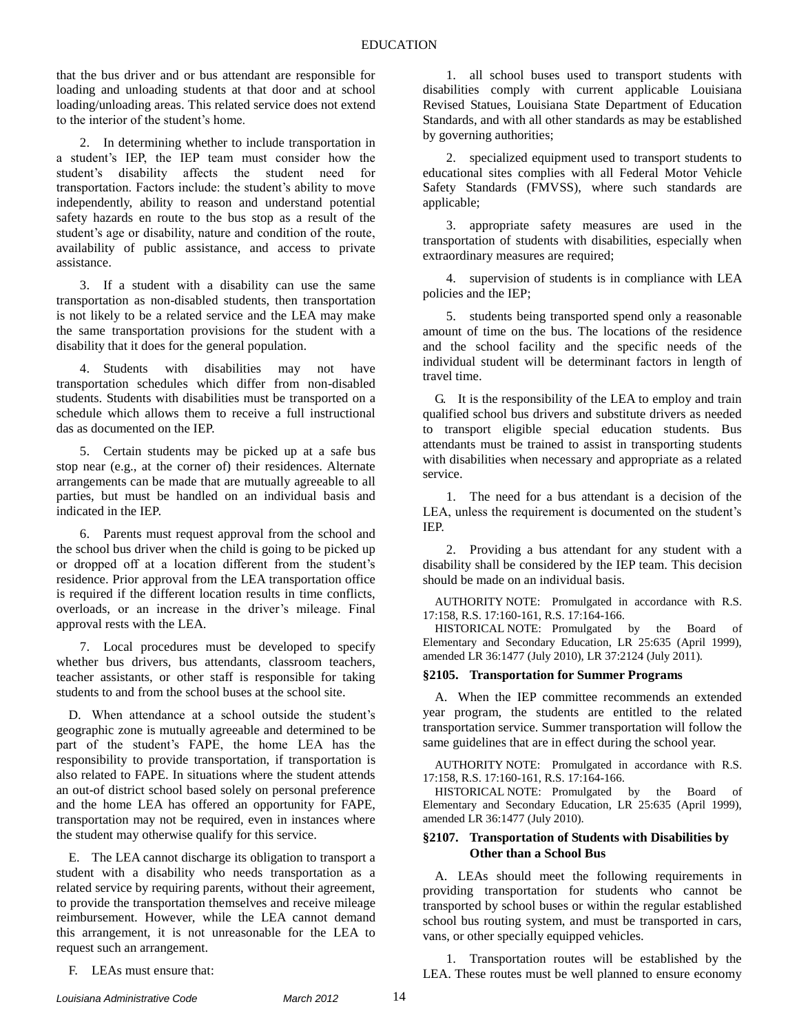that the bus driver and or bus attendant are responsible for loading and unloading students at that door and at school loading/unloading areas. This related service does not extend to the interior of the student's home.

2. In determining whether to include transportation in a student's IEP, the IEP team must consider how the student's disability affects the student need for transportation. Factors include: the student's ability to move independently, ability to reason and understand potential safety hazards en route to the bus stop as a result of the student's age or disability, nature and condition of the route, availability of public assistance, and access to private assistance.

3. If a student with a disability can use the same transportation as non-disabled students, then transportation is not likely to be a related service and the LEA may make the same transportation provisions for the student with a disability that it does for the general population.

4. Students with disabilities may not have transportation schedules which differ from non-disabled students. Students with disabilities must be transported on a schedule which allows them to receive a full instructional das as documented on the IEP.

5. Certain students may be picked up at a safe bus stop near (e.g., at the corner of) their residences. Alternate arrangements can be made that are mutually agreeable to all parties, but must be handled on an individual basis and indicated in the IEP.

6. Parents must request approval from the school and the school bus driver when the child is going to be picked up or dropped off at a location different from the student's residence. Prior approval from the LEA transportation office is required if the different location results in time conflicts, overloads, or an increase in the driver's mileage. Final approval rests with the LEA.

7. Local procedures must be developed to specify whether bus drivers, bus attendants, classroom teachers, teacher assistants, or other staff is responsible for taking students to and from the school buses at the school site.

D. When attendance at a school outside the student's geographic zone is mutually agreeable and determined to be part of the student's FAPE, the home LEA has the responsibility to provide transportation, if transportation is also related to FAPE. In situations where the student attends an out-of district school based solely on personal preference and the home LEA has offered an opportunity for FAPE, transportation may not be required, even in instances where the student may otherwise qualify for this service.

E. The LEA cannot discharge its obligation to transport a student with a disability who needs transportation as a related service by requiring parents, without their agreement, to provide the transportation themselves and receive mileage reimbursement. However, while the LEA cannot demand this arrangement, it is not unreasonable for the LEA to request such an arrangement.

F. LEAs must ensure that:

1. all school buses used to transport students with disabilities comply with current applicable Louisiana Revised Statues, Louisiana State Department of Education Standards, and with all other standards as may be established by governing authorities;

2. specialized equipment used to transport students to educational sites complies with all Federal Motor Vehicle Safety Standards (FMVSS), where such standards are applicable;

3. appropriate safety measures are used in the transportation of students with disabilities, especially when extraordinary measures are required;

4. supervision of students is in compliance with LEA policies and the IEP;

5. students being transported spend only a reasonable amount of time on the bus. The locations of the residence and the school facility and the specific needs of the individual student will be determinant factors in length of travel time.

G. It is the responsibility of the LEA to employ and train qualified school bus drivers and substitute drivers as needed to transport eligible special education students. Bus attendants must be trained to assist in transporting students with disabilities when necessary and appropriate as a related service.

1. The need for a bus attendant is a decision of the LEA, unless the requirement is documented on the student's IEP.

2. Providing a bus attendant for any student with a disability shall be considered by the IEP team. This decision should be made on an individual basis.

AUTHORITY NOTE: Promulgated in accordance with R.S. 17:158, R.S. 17:160-161, R.S. 17:164-166.

HISTORICAL NOTE: Promulgated by the Board of Elementary and Secondary Education, LR 25:635 (April 1999), amended LR 36:1477 (July 2010), LR 37:2124 (July 2011).

### §2105. Transportation for Summer Programs

A. When the IEP committee recommends an extended year program, the students are entitled to the related transportation service. Summer transportation will follow the same guidelines that are in effect during the school year.

AUTHORITY NOTE: Promulgated in accordance with R.S. 17:158, R.S. 17:160-161, R.S. 17:164-166.

HISTORICAL NOTE: Promulgated by the Board of Elementary and Secondary Education, LR 25:635 (April 1999), amended LR 36:1477 (July 2010).

### §2107. Transportation of Students with Disabilities by Other than a School Bus

A. LEAs should meet the following requirements in providing transportation for students who cannot be transported by school buses or within the regular established school bus routing system, and must be transported in cars, vans, or other specially equipped vehicles.

1. Transportation routes will be established by the LEA. These routes must be well planned to ensure economy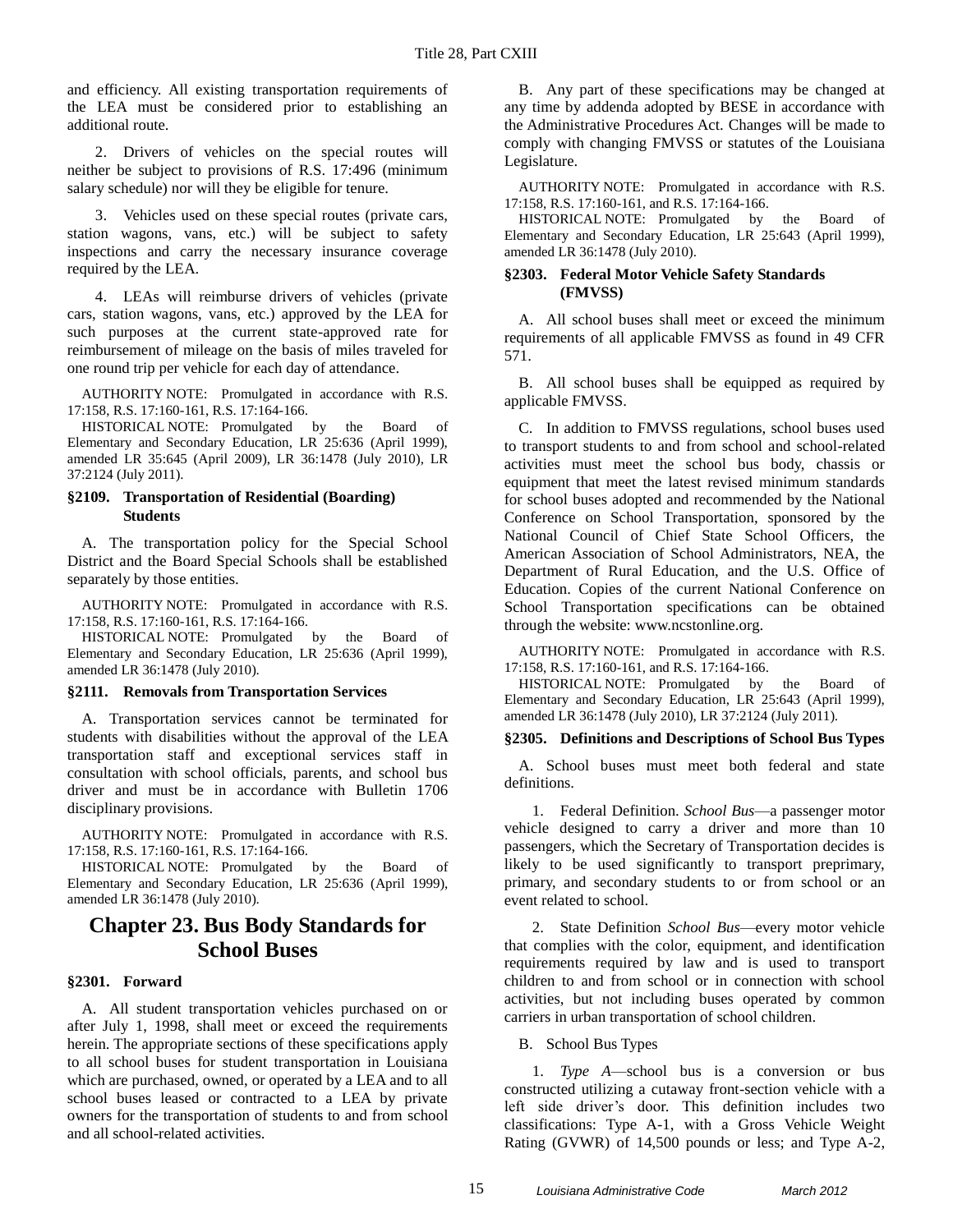and efficiency. All existing transportation requirements of the LEA must be considered prior to establishing an additional route.

2. Drivers of vehicles on the special routes will neither be subject to provisions of R.S. 17:496 (minimum salary schedule) nor will they be eligible for tenure.

3. Vehicles used on these special routes (private cars, station wagons, vans, etc.) will be subject to safety inspections and carry the necessary insurance coverage required by the LEA.

4. LEAs will reimburse drivers of vehicles (private cars, station wagons, vans, etc.) approved by the LEA for such purposes at the current state-approved rate for reimbursement of mileage on the basis of miles traveled for one round trip per vehicle for each day of attendance.

AUTHORITY NOTE: Promulgated in accordance with R.S. 17:158, R.S. 17:160-161, R.S. 17:164-166.

HISTORICAL NOTE: Promulgated by the Board of Elementary and Secondary Education, LR 25:636 (April 1999), amended LR 35:645 (April 2009), LR 36:1478 (July 2010), LR 37:2124 (July 2011).

### §2109. Transportation of Residential (Boarding) Students

A. The transportation policy for the Special School District and the Board Special Schools shall be established separately by those entities.

AUTHORITY NOTE: Promulgated in accordance with R.S. 17:158, R.S. 17:160-161, R.S. 17:164-166.

HISTORICAL NOTE: Promulgated by the Board of Elementary and Secondary Education, LR 25:636 (April 1999), amended LR 36:1478 (July 2010).

### §2111. Removals from Transportation Services

A. Transportation services cannot be terminated for students with disabilities without the approval of the LEA transportation staff and exceptional services staff in consultation with school officials, parents, and school bus driver and must be in accordance with Bulletin 1706 disciplinary provisions.

AUTHORITY NOTE: Promulgated in accordance with R.S. 17:158, R.S. 17:160-161, R.S. 17:164-166.

HISTORICAL NOTE: Promulgated by the Board of Elementary and Secondary Education, LR 25:636 (April 1999), amended LR 36:1478 (July 2010).

## Chapter 23. Bus Body Standards for School Buses

### §2301. Forward

A. All student transportation vehicles purchased on or after July 1, 1998, shall meet or exceed the requirements herein. The appropriate sections of these specifications apply to all school buses for student transportation in Louisiana which are purchased, owned, or operated by a LEA and to all school buses leased or contracted to a LEA by private owners for the transportation of students to and from school and all school-related activities.

B. Any part of these specifications may be changed at any time by addenda adopted by BESE in accordance with the Administrative Procedures Act. Changes will be made to comply with changing FMVSS or statutes of the Louisiana Legislature.

AUTHORITY NOTE: Promulgated in accordance with R.S. 17:158, R.S. 17:160-161, and R.S. 17:164-166.

HISTORICAL NOTE: Promulgated by the Board of Elementary and Secondary Education, LR 25:643 (April 1999), amended LR 36:1478 (July 2010).

### §2303. Federal Motor Vehicle Safety Standards (FMVSS)

A. All school buses shall meet or exceed the minimum requirements of all applicable FMVSS as found in 49 CFR 571.

B. All school buses shall be equipped as required by applicable FMVSS.

C. In addition to FMVSS regulations, school buses used to transport students to and from school and school-related activities must meet the school bus body, chassis or equipment that meet the latest revised minimum standards for school buses adopted and recommended by the National Conference on School Transportation, sponsored by the National Council of Chief State School Officers, the American Association of School Administrators, NEA, the Department of Rural Education, and the U.S. Office of Education. Copies of the current National Conference on School Transportation specifications can be obtained through the website: www.ncstonline.org.

AUTHORITY NOTE: Promulgated in accordance with R.S. 17:158, R.S. 17:160-161, and R.S. 17:164-166.

HISTORICAL NOTE: Promulgated by the Board of Elementary and Secondary Education, LR 25:643 (April 1999), amended LR 36:1478 (July 2010), LR 37:2124 (July 2011).

### §2305. Definitions and Descriptions of School Bus Types

A. School buses must meet both federal and state definitions.

1. Federal Definition. *School Bus*—a passenger motor vehicle designed to carry a driver and more than 10 passengers, which the Secretary of Transportation decides is likely to be used significantly to transport preprimary, primary, and secondary students to or from school or an event related to school.

2. State Definition *School Bus*—every motor vehicle that complies with the color, equipment, and identification requirements required by law and is used to transport children to and from school or in connection with school activities, but not including buses operated by common carriers in urban transportation of school children.

B. School Bus Types

1. *Type A*—school bus is a conversion or bus constructed utilizing a cutaway front-section vehicle with a left side driver's door. This definition includes two classifications: Type A-1, with a Gross Vehicle Weight Rating (GVWR) of 14,500 pounds or less; and Type A-2,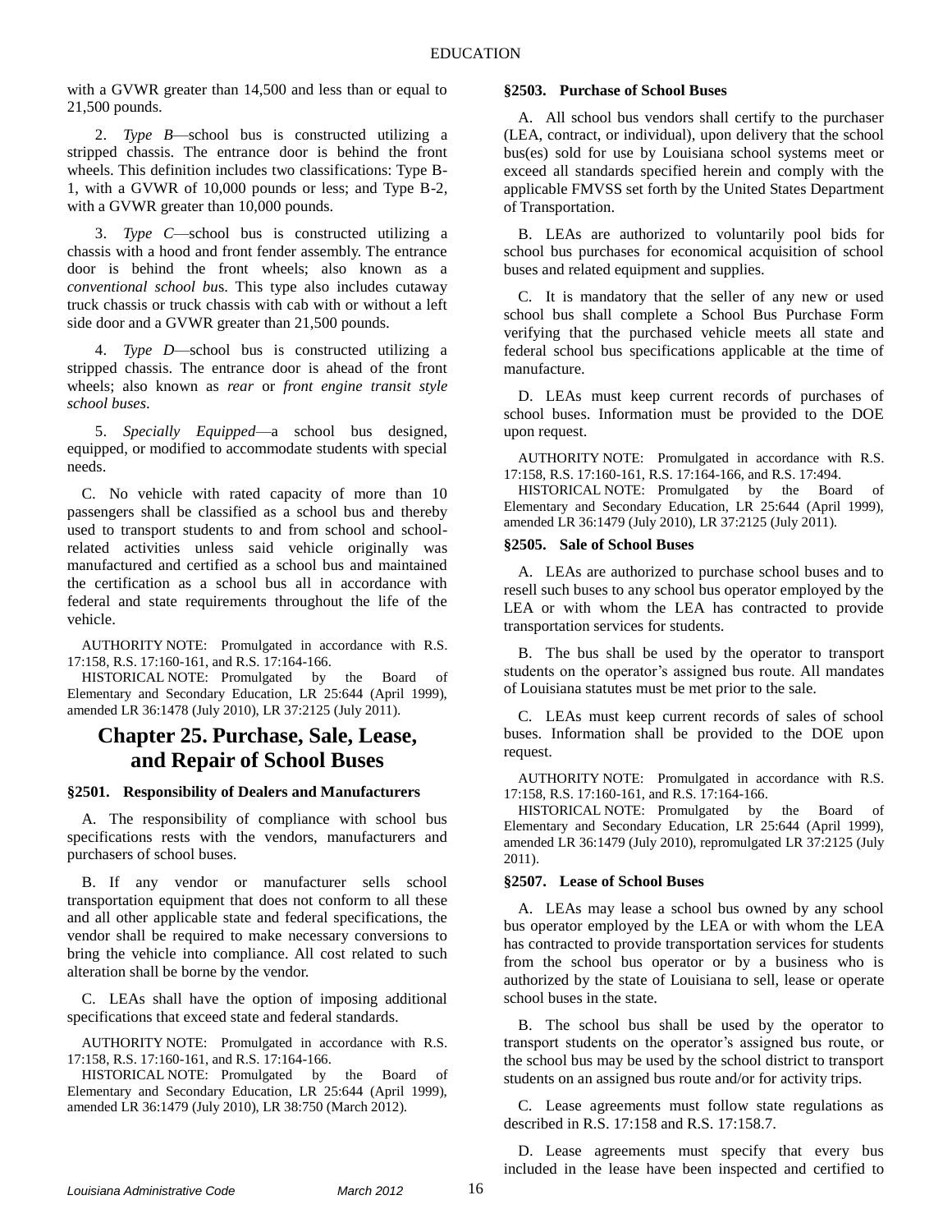with a GVWR greater than 14,500 and less than or equal to 21,500 pounds.

2. *Type B*—school bus is constructed utilizing a stripped chassis. The entrance door is behind the front wheels. This definition includes two classifications: Type B-1, with a GVWR of 10,000 pounds or less; and Type B-2, with a GVWR greater than 10,000 pounds.

3. *Type C*—school bus is constructed utilizing a chassis with a hood and front fender assembly. The entrance door is behind the front wheels; also known as a *conventional school bu*s. This type also includes cutaway truck chassis or truck chassis with cab with or without a left side door and a GVWR greater than 21,500 pounds.

4. *Type D*—school bus is constructed utilizing a stripped chassis. The entrance door is ahead of the front wheels; also known as *rear* or *front engine transit style school buses*.

5. *Specially Equipped*—a school bus designed, equipped, or modified to accommodate students with special needs.

C. No vehicle with rated capacity of more than 10 passengers shall be classified as a school bus and thereby used to transport students to and from school and school-related activities unless said vehicle originally was manufactured and certified as a school bus and maintained the certification as a school bus all in accordance with federal and state requirements throughout the life of the vehicle.

AUTHORITY NOTE: Promulgated in accordance with R.S. 17:158, R.S. 17:160-161, and R.S. 17:164-166.

HISTORICAL NOTE: Promulgated by the Board of Elementary and Secondary Education, LR 25:644 (April 1999), amended LR 36:1478 (July 2010), LR 37:2125 (July 2011).

# Chapter 25. Purchase, Sale, Lease, and Repair of School Buses

### §2501. Responsibility of Dealers and Manufacturers

A. The responsibility of compliance with school bus specifications rests with the vendors, manufacturers and purchasers of school buses.

B. If any vendor or manufacturer sells school transportation equipment that does not conform to all these and all other applicable state and federal specifications, the vendor shall be required to make necessary conversions to bring the vehicle into compliance. All cost related to such alteration shall be borne by the vendor.

C. LEAs shall have the option of imposing additional specifications that exceed state and federal standards.

AUTHORITY NOTE: Promulgated in accordance with R.S. 17:158, R.S. 17:160-161, and R.S. 17:164-166.

HISTORICAL NOTE: Promulgated by the Board of Elementary and Secondary Education, LR 25:644 (April 1999), amended LR 36:1479 (July 2010), LR 38:750 (March 2012).

### §2503. Purchase of School Buses

A. All school bus vendors shall certify to the purchaser (LEA, contract, or individual), upon delivery that the school bus(es) sold for use by Louisiana school systems meet or exceed all standards specified herein and comply with the applicable FMVSS set forth by the United States Department of Transportation.

B. LEAs are authorized to voluntarily pool bids for school bus purchases for economical acquisition of school buses and related equipment and supplies.

C. It is mandatory that the seller of any new or used school bus shall complete a School Bus Purchase Form verifying that the purchased vehicle meets all state and federal school bus specifications applicable at the time of manufacture.

D. LEAs must keep current records of purchases of school buses. Information must be provided to the DOE upon request.

AUTHORITY NOTE: Promulgated in accordance with R.S. 17:158, R.S. 17:160-161, R.S. 17:164-166, and R.S. 17:494.

HISTORICAL NOTE: Promulgated by the Board of Elementary and Secondary Education, LR 25:644 (April 1999), amended LR 36:1479 (July 2010), LR 37:2125 (July 2011).

### §2505. Sale of School Buses

A. LEAs are authorized to purchase school buses and to resell such buses to any school bus operator employed by the LEA or with whom the LEA has contracted to provide transportation services for students.

B. The bus shall be used by the operator to transport students on the operator's assigned bus route. All mandates of Louisiana statutes must be met prior to the sale.

C. LEAs must keep current records of sales of school buses. Information shall be provided to the DOE upon request.

AUTHORITY NOTE: Promulgated in accordance with R.S. 17:158, R.S. 17:160-161, and R.S. 17:164-166.

HISTORICAL NOTE: Promulgated by the Board of Elementary and Secondary Education, LR 25:644 (April 1999), amended LR 36:1479 (July 2010), repromulgated LR 37:2125 (July 2011).

### §2507. Lease of School Buses

A. LEAs may lease a school bus owned by any school bus operator employed by the LEA or with whom the LEA has contracted to provide transportation services for students from the school bus operator or by a business who is authorized by the state of Louisiana to sell, lease or operate school buses in the state.

B. The school bus shall be used by the operator to transport students on the operator's assigned bus route, or the school bus may be used by the school district to transport students on an assigned bus route and/or for activity trips.

C. Lease agreements must follow state regulations as described in R.S. 17:158 and R.S. 17:158.7.

D. Lease agreements must specify that every bus included in the lease have been inspected and certified to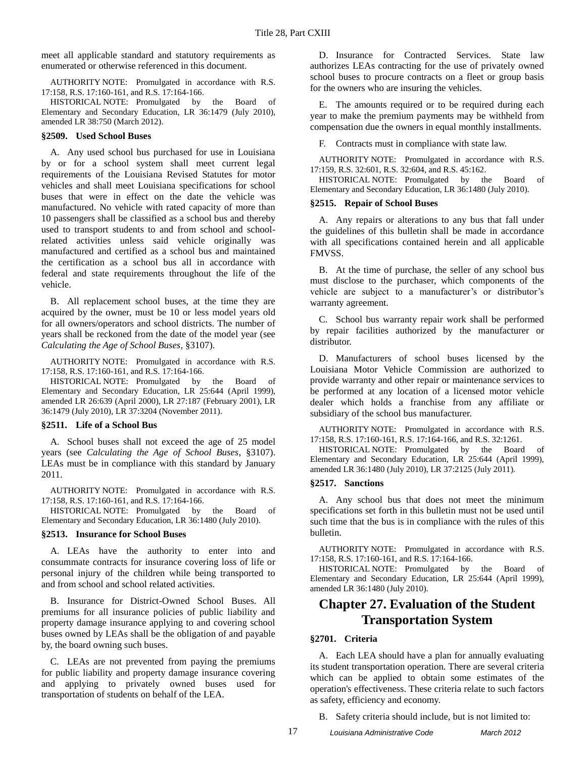meet all applicable standard and statutory requirements as enumerated or otherwise referenced in this document.

AUTHORITY NOTE: Promulgated in accordance with R.S. 17:158, R.S. 17:160-161, and R.S. 17:164-166.

HISTORICAL NOTE: Promulgated by the Board of Elementary and Secondary Education, LR 36:1479 (July 2010), amended LR 38:750 (March 2012).

### §2509. Used School Buses

A. Any used school bus purchased for use in Louisiana by or for a school system shall meet current legal requirements of the Louisiana Revised Statutes for motor vehicles and shall meet Louisiana specifications for school buses that were in effect on the date the vehicle was manufactured. No vehicle with rated capacity of more than 10 passengers shall be classified as a school bus and thereby used to transport students to and from school and school-related activities unless said vehicle originally was manufactured and certified as a school bus and maintained the certification as a school bus all in accordance with federal and state requirements throughout the life of the vehicle.

B. All replacement school buses, at the time they are acquired by the owner, must be 10 or less model years old for all owners/operators and school districts. The number of years shall be reckoned from the date of the model year (see *Calculating the Age of School Buses*, §3107).

AUTHORITY NOTE: Promulgated in accordance with R.S. 17:158, R.S. 17:160-161, and R.S. 17:164-166.

HISTORICAL NOTE: Promulgated by the Board of Elementary and Secondary Education, LR 25:644 (April 1999), amended LR 26:639 (April 2000), LR 27:187 (February 2001), LR 36:1479 (July 2010), LR 37:3204 (November 2011).

### §2511. Life of a School Bus

A. School buses shall not exceed the age of 25 model years (see *Calculating the Age of School Buses*, §3107). LEAs must be in compliance with this standard by January 2011.

AUTHORITY NOTE: Promulgated in accordance with R.S. 17:158, R.S. 17:160-161, and R.S. 17:164-166.

HISTORICAL NOTE: Promulgated by the Board of Elementary and Secondary Education, LR 36:1480 (July 2010).

### §2513. Insurance for School Buses

A. LEAs have the authority to enter into and consummate contracts for insurance covering loss of life or personal injury of the children while being transported to and from school and school related activities.

B. Insurance for District-Owned School Buses. All premiums for all insurance policies of public liability and property damage insurance applying to and covering school buses owned by LEAs shall be the obligation of and payable by, the board owning such buses.

C. LEAs are not prevented from paying the premiums for public liability and property damage insurance covering and applying to privately owned buses used for transportation of students on behalf of the LEA.

D. Insurance for Contracted Services. State law authorizes LEAs contracting for the use of privately owned school buses to procure contracts on a fleet or group basis for the owners who are insuring the vehicles.

E. The amounts required or to be required during each year to make the premium payments may be withheld from compensation due the owners in equal monthly installments.

F. Contracts must in compliance with state law.

AUTHORITY NOTE: Promulgated in accordance with R.S. 17:159, R.S. 32:601, R.S. 32:604, and R.S. 45:162.

HISTORICAL NOTE: Promulgated by the Board of Elementary and Secondary Education, LR 36:1480 (July 2010).

### §2515. Repair of School Buses

A. Any repairs or alterations to any bus that fall under the guidelines of this bulletin shall be made in accordance with all specifications contained herein and all applicable FMVSS.

B. At the time of purchase, the seller of any school bus must disclose to the purchaser, which components of the vehicle are subject to a manufacturer's or distributor's warranty agreement.

C. School bus warranty repair work shall be performed by repair facilities authorized by the manufacturer or distributor.

D. Manufacturers of school buses licensed by the Louisiana Motor Vehicle Commission are authorized to provide warranty and other repair or maintenance services to be performed at any location of a licensed motor vehicle dealer which holds a franchise from any affiliate or subsidiary of the school bus manufacturer.

AUTHORITY NOTE: Promulgated in accordance with R.S. 17:158, R.S. 17:160-161, R.S. 17:164-166, and R.S. 32:1261.

HISTORICAL NOTE: Promulgated by the Board of Elementary and Secondary Education, LR 25:644 (April 1999), amended LR 36:1480 (July 2010), LR 37:2125 (July 2011).

### §2517. Sanctions

A. Any school bus that does not meet the minimum specifications set forth in this bulletin must not be used until such time that the bus is in compliance with the rules of this bulletin.

AUTHORITY NOTE: Promulgated in accordance with R.S. 17:158, R.S. 17:160-161, and R.S. 17:164-166.

HISTORICAL NOTE: Promulgated by the Board of Elementary and Secondary Education, LR 25:644 (April 1999), amended LR 36:1480 (July 2010).

## Chapter 27. Evaluation of the Student Transportation System

### §2701. Criteria

A. Each LEA should have a plan for annually evaluating its student transportation operation. There are several criteria which can be applied to obtain some estimates of the operation's effectiveness. These criteria relate to such factors as safety, efficiency and economy.

B. Safety criteria should include, but is not limited to: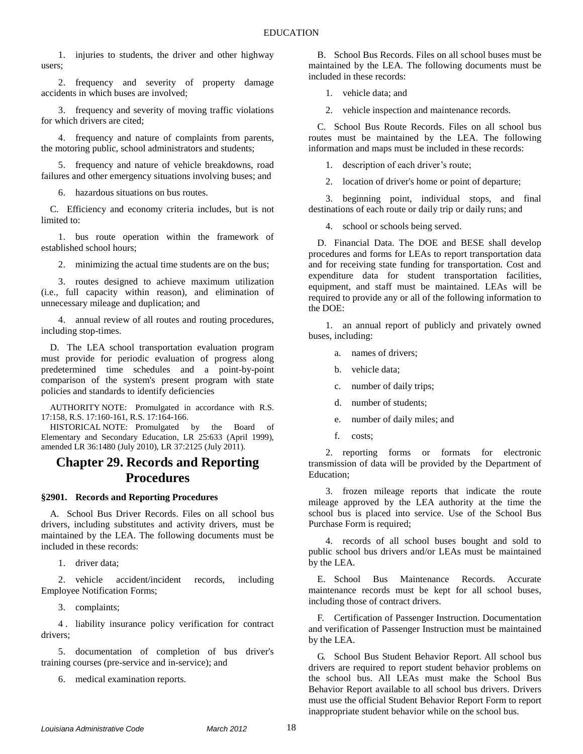1. injuries to students, the driver and other highway users;

2. frequency and severity of property damage accidents in which buses are involved;

3. frequency and severity of moving traffic violations for which drivers are cited;

4. frequency and nature of complaints from parents, the motoring public, school administrators and students;

5. frequency and nature of vehicle breakdowns, road failures and other emergency situations involving buses; and

6. hazardous situations on bus routes.

C. Efficiency and economy criteria includes, but is not limited to:

1. bus route operation within the framework of established school hours;

2. minimizing the actual time students are on the bus;

3. routes designed to achieve maximum utilization (i.e., full capacity within reason), and elimination of unnecessary mileage and duplication; and

4. annual review of all routes and routing procedures, including stop-times.

D. The LEA school transportation evaluation program must provide for periodic evaluation of progress along predetermined time schedules and a point-by-point comparison of the system's present program with state policies and standards to identify deficiencies

AUTHORITY NOTE: Promulgated in accordance with R.S. 17:158, R.S. 17:160-161, R.S. 17:164-166.

HISTORICAL NOTE: Promulgated by the Board of Elementary and Secondary Education, LR 25:633 (April 1999), amended LR 36:1480 (July 2010), LR 37:2125 (July 2011).

# Chapter 29. Records and Reporting Procedures

### §2901. Records and Reporting Procedures

A. School Bus Driver Records. Files on all school bus drivers, including substitutes and activity drivers, must be maintained by the LEA. The following documents must be included in these records:

1. driver data;

2. vehicle accident/incident records, including Employee Notification Forms;

3. complaints;

4. liability insurance policy verification for contract drivers;

5. documentation of completion of bus driver's training courses (pre-service and in-service); and

6. medical examination reports.

B. School Bus Records. Files on all school buses must be maintained by the LEA. The following documents must be included in these records:

1. vehicle data; and

2. vehicle inspection and maintenance records.

C. School Bus Route Records. Files on all school bus routes must be maintained by the LEA. The following information and maps must be included in these records:

1. description of each driver's route;

2. location of driver's home or point of departure;

3. beginning point, individual stops, and final destinations of each route or daily trip or daily runs; and

4. school or schools being served.

D. Financial Data. The DOE and BESE shall develop procedures and forms for LEAs to report transportation data and for receiving state funding for transportation. Cost and expenditure data for student transportation facilities, equipment, and staff must be maintained. LEAs will be required to provide any or all of the following information to the DOE:

1. an annual report of publicly and privately owned buses, including:

a. names of drivers;

b. vehicle data;

c. number of daily trips;

d. number of students;

e. number of daily miles; and

f. costs;

2. reporting forms or formats for electronic transmission of data will be provided by the Department of Education;

3. frozen mileage reports that indicate the route mileage approved by the LEA authority at the time the school bus is placed into service. Use of the School Bus Purchase Form is required;

4. records of all school buses bought and sold to public school bus drivers and/or LEAs must be maintained by the LEA.

E. School Bus Maintenance Records. Accurate maintenance records must be kept for all school buses, including those of contract drivers.

F. Certification of Passenger Instruction. Documentation and verification of Passenger Instruction must be maintained by the LEA.

G. School Bus Student Behavior Report. All school bus drivers are required to report student behavior problems on the school bus. All LEAs must make the School Bus Behavior Report available to all school bus drivers. Drivers must use the official Student Behavior Report Form to report inappropriate student behavior while on the school bus.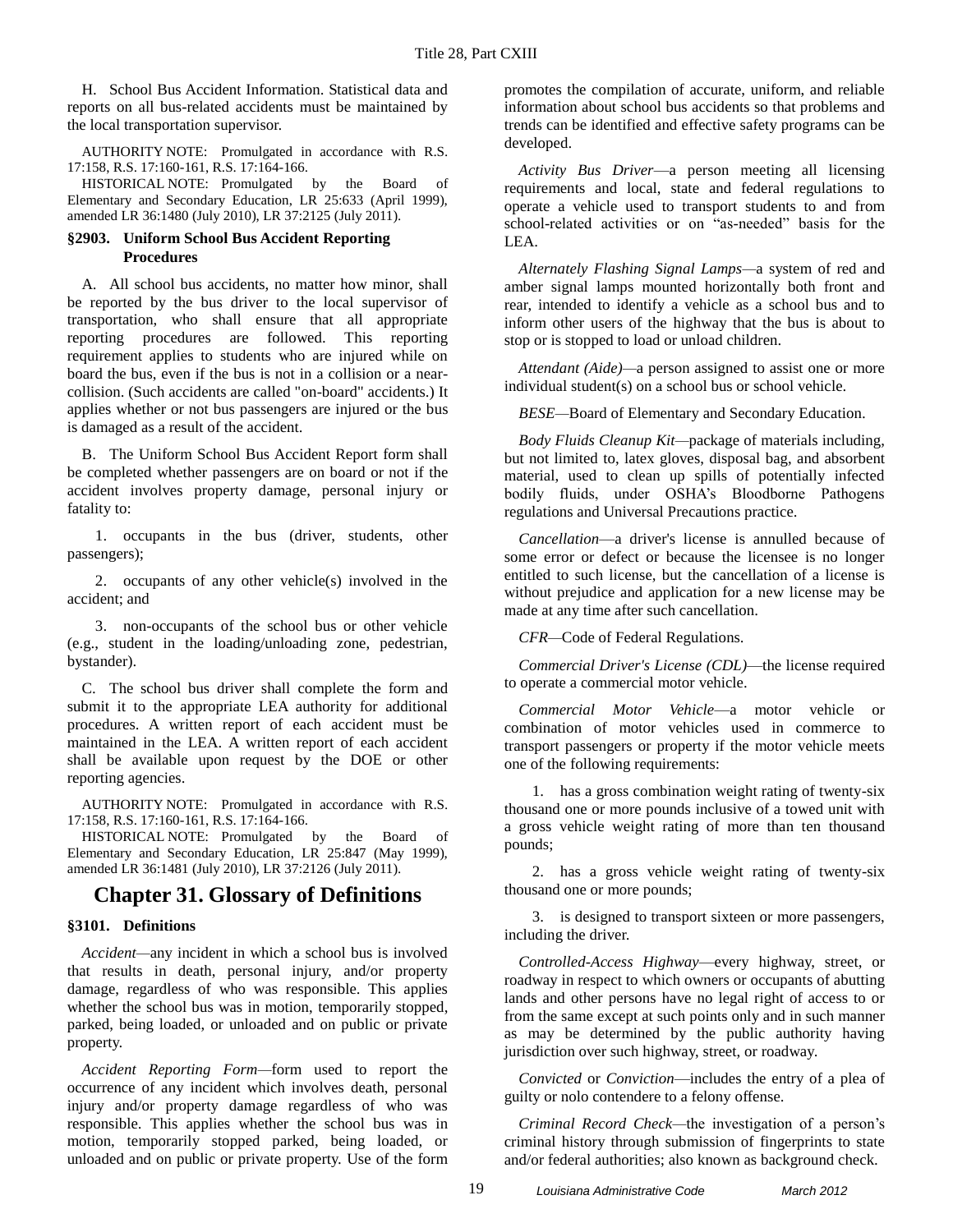H. School Bus Accident Information. Statistical data and reports on all bus-related accidents must be maintained by the local transportation supervisor.

AUTHORITY NOTE: Promulgated in accordance with R.S. 17:158, R.S. 17:160-161, R.S. 17:164-166.

HISTORICAL NOTE: Promulgated by the Board of Elementary and Secondary Education, LR 25:633 (April 1999), amended LR 36:1480 (July 2010), LR 37:2125 (July 2011).

### §2903. Uniform School Bus Accident Reporting Procedures

A. All school bus accidents, no matter how minor, shall be reported by the bus driver to the local supervisor of transportation, who shall ensure that all appropriate reporting procedures are followed. This reporting requirement applies to students who are injured while on board the bus, even if the bus is not in a collision or a near-collision. (Such accidents are called "on-board" accidents.) It applies whether or not bus passengers are injured or the bus is damaged as a result of the accident.

B. The Uniform School Bus Accident Report form shall be completed whether passengers are on board or not if the accident involves property damage, personal injury or fatality to:

1. occupants in the bus (driver, students, other passengers);

2. occupants of any other vehicle(s) involved in the accident; and

3. non-occupants of the school bus or other vehicle (e.g., student in the loading/unloading zone, pedestrian, bystander).

C. The school bus driver shall complete the form and submit it to the appropriate LEA authority for additional procedures. A written report of each accident must be maintained in the LEA. A written report of each accident shall be available upon request by the DOE or other reporting agencies.

AUTHORITY NOTE: Promulgated in accordance with R.S. 17:158, R.S. 17:160-161, R.S. 17:164-166.

HISTORICAL NOTE: Promulgated by the Board of Elementary and Secondary Education, LR 25:847 (May 1999), amended LR 36:1481 (July 2010), LR 37:2126 (July 2011).

## Chapter 31. Glossary of Definitions

### §3101. Definitions

*Accident*—any incident in which a school bus is involved that results in death, personal injury, and/or property damage, regardless of who was responsible. This applies whether the school bus was in motion, temporarily stopped, parked, being loaded, or unloaded and on public or private property.

*Accident Reporting Form*—form used to report the occurrence of any incident which involves death, personal injury and/or property damage regardless of who was responsible. This applies whether the school bus was in motion, temporarily stopped parked, being loaded, or unloaded and on public or private property. Use of the form promotes the compilation of accurate, uniform, and reliable information about school bus accidents so that problems and trends can be identified and effective safety programs can be developed.

*Activity Bus Driver*—a person meeting all licensing requirements and local, state and federal regulations to operate a vehicle used to transport students to and from school-related activities or on "as-needed" basis for the LEA.

*Alternately Flashing Signal Lamps*—a system of red and amber signal lamps mounted horizontally both front and rear, intended to identify a vehicle as a school bus and to inform other users of the highway that the bus is about to stop or is stopped to load or unload children.

*Attendant (Aide)*—a person assigned to assist one or more individual student(s) on a school bus or school vehicle.

*BESE*—Board of Elementary and Secondary Education.

*Body Fluids Cleanup Kit*—package of materials including, but not limited to, latex gloves, disposal bag, and absorbent material, used to clean up spills of potentially infected bodily fluids, under OSHA's Bloodborne Pathogens regulations and Universal Precautions practice.

*Cancellation*—a driver's license is annulled because of some error or defect or because the licensee is no longer entitled to such license, but the cancellation of a license is without prejudice and application for a new license may be made at any time after such cancellation.

*CFR*—Code of Federal Regulations.

*Commercial Driver's License (CDL)*—the license required to operate a commercial motor vehicle.

*Commercial Motor Vehicle*—a motor vehicle or combination of motor vehicles used in commerce to transport passengers or property if the motor vehicle meets one of the following requirements:

1. has a gross combination weight rating of twenty-six thousand one or more pounds inclusive of a towed unit with a gross vehicle weight rating of more than ten thousand pounds;

2. has a gross vehicle weight rating of twenty-six thousand one or more pounds;

3. is designed to transport sixteen or more passengers, including the driver.

*Controlled-Access Highway*—every highway, street, or roadway in respect to which owners or occupants of abutting lands and other persons have no legal right of access to or from the same except at such points only and in such manner as may be determined by the public authority having jurisdiction over such highway, street, or roadway.

*Convicted* or *Conviction*—includes the entry of a plea of guilty or nolo contendere to a felony offense.

*Criminal Record Check*—the investigation of a person's criminal history through submission of fingerprints to state and/or federal authorities; also known as background check.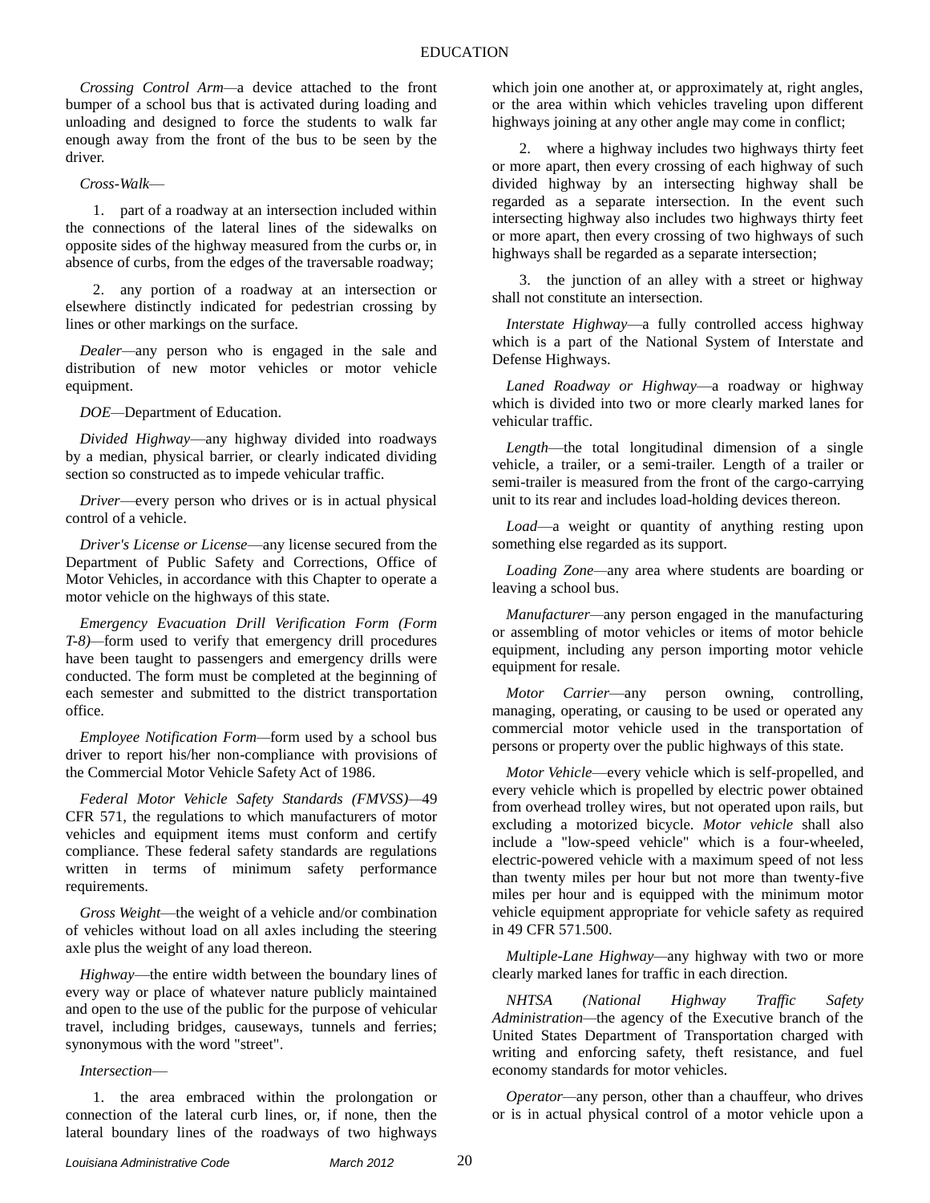*Crossing Control Arm*—a device attached to the front bumper of a school bus that is activated during loading and unloading and designed to force the students to walk far enough away from the front of the bus to be seen by the driver.

*Cross-Walk*—

1. part of a roadway at an intersection included within the connections of the lateral lines of the sidewalks on opposite sides of the highway measured from the curbs or, in absence of curbs, from the edges of the traversable roadway;

2. any portion of a roadway at an intersection or elsewhere distinctly indicated for pedestrian crossing by lines or other markings on the surface.

*Dealer*—any person who is engaged in the sale and distribution of new motor vehicles or motor vehicle equipment.

*DOE*—Department of Education.

*Divided Highway*—any highway divided into roadways by a median, physical barrier, or clearly indicated dividing section so constructed as to impede vehicular traffic.

*Driver*—every person who drives or is in actual physical control of a vehicle.

*Driver's License or License*—any license secured from the Department of Public Safety and Corrections, Office of Motor Vehicles, in accordance with this Chapter to operate a motor vehicle on the highways of this state.

*Emergency Evacuation Drill Verification Form (Form T-8)*—form used to verify that emergency drill procedures have been taught to passengers and emergency drills were conducted. The form must be completed at the beginning of each semester and submitted to the district transportation office.

*Employee Notification Form*—form used by a school bus driver to report his/her non-compliance with provisions of the Commercial Motor Vehicle Safety Act of 1986.

*Federal Motor Vehicle Safety Standards (FMVSS)*—49 CFR 571, the regulations to which manufacturers of motor vehicles and equipment items must conform and certify compliance. These federal safety standards are regulations written in terms of minimum safety performance requirements.

*Gross Weight*—the weight of a vehicle and/or combination of vehicles without load on all axles including the steering axle plus the weight of any load thereon.

*Highway*—the entire width between the boundary lines of every way or place of whatever nature publicly maintained and open to the use of the public for the purpose of vehicular travel, including bridges, causeways, tunnels and ferries; synonymous with the word "street".

*Intersection*—

1. the area embraced within the prolongation or connection of the lateral curb lines, or, if none, then the lateral boundary lines of the roadways of two highways which join one another at, or approximately at, right angles, or the area within which vehicles traveling upon different highways joining at any other angle may come in conflict;

2. where a highway includes two highways thirty feet or more apart, then every crossing of each highway of such divided highway by an intersecting highway shall be regarded as a separate intersection. In the event such intersecting highway also includes two highways thirty feet or more apart, then every crossing of two highways of such highways shall be regarded as a separate intersection;

3. the junction of an alley with a street or highway shall not constitute an intersection.

*Interstate Highway*—a fully controlled access highway which is a part of the National System of Interstate and Defense Highways.

*Laned Roadway or Highway*—a roadway or highway which is divided into two or more clearly marked lanes for vehicular traffic.

*Length*—the total longitudinal dimension of a single vehicle, a trailer, or a semi-trailer. Length of a trailer or semi-trailer is measured from the front of the cargo-carrying unit to its rear and includes load-holding devices thereon.

*Load*—a weight or quantity of anything resting upon something else regarded as its support.

*Loading Zone*—any area where students are boarding or leaving a school bus.

*Manufacturer*—any person engaged in the manufacturing or assembling of motor vehicles or items of motor behicle equipment, including any person importing motor vehicle equipment for resale.

*Motor Carrier*—any person owning, controlling, managing, operating, or causing to be used or operated any commercial motor vehicle used in the transportation of persons or property over the public highways of this state.

*Motor Vehicle*—every vehicle which is self-propelled, and every vehicle which is propelled by electric power obtained from overhead trolley wires, but not operated upon rails, but excluding a motorized bicycle. *Motor vehicle* shall also include a "low-speed vehicle" which is a four-wheeled, electric-powered vehicle with a maximum speed of not less than twenty miles per hour but not more than twenty-five miles per hour and is equipped with the minimum motor vehicle equipment appropriate for vehicle safety as required in 49 CFR 571.500.

*Multiple-Lane Highway*—any highway with two or more clearly marked lanes for traffic in each direction.

*NHTSA (National Highway Traffic Safety Administration*—the agency of the Executive branch of the United States Department of Transportation charged with writing and enforcing safety, theft resistance, and fuel economy standards for motor vehicles.

*Operator*—any person, other than a chauffeur, who drives or is in actual physical control of a motor vehicle upon a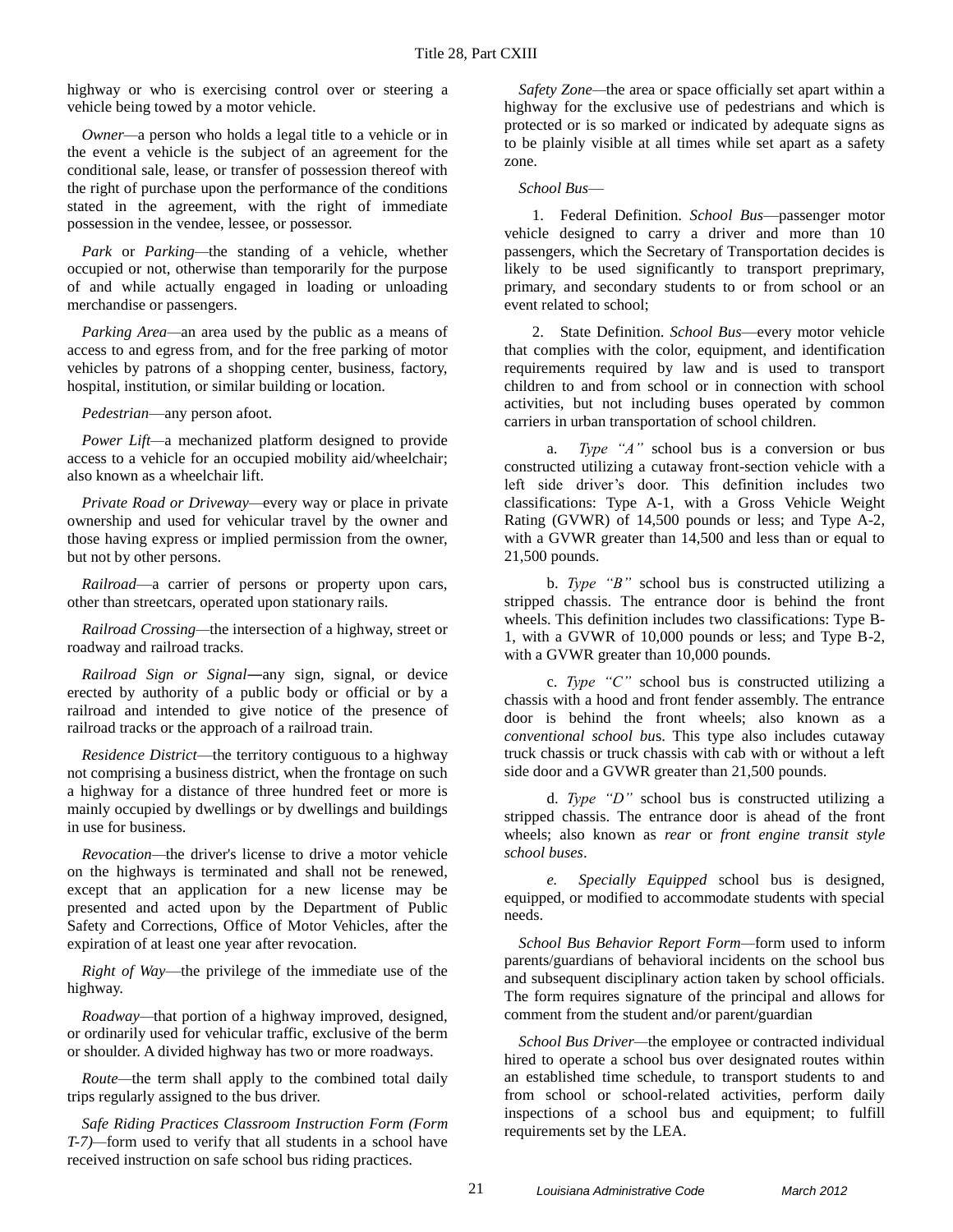highway or who is exercising control over or steering a vehicle being towed by a motor vehicle.

*Owner*—a person who holds a legal title to a vehicle or in the event a vehicle is the subject of an agreement for the conditional sale, lease, or transfer of possession thereof with the right of purchase upon the performance of the conditions stated in the agreement, with the right of immediate possession in the vendee, lessee, or possessor.

*Park* or *Parking*—the standing of a vehicle, whether occupied or not, otherwise than temporarily for the purpose of and while actually engaged in loading or unloading merchandise or passengers.

*Parking Area*—an area used by the public as a means of access to and egress from, and for the free parking of motor vehicles by patrons of a shopping center, business, factory, hospital, institution, or similar building or location.

*Pedestrian*—any person afoot.

*Power Lift*—a mechanized platform designed to provide access to a vehicle for an occupied mobility aid/wheelchair; also known as a wheelchair lift.

*Private Road or Driveway*—every way or place in private ownership and used for vehicular travel by the owner and those having express or implied permission from the owner, but not by other persons.

*Railroad*—a carrier of persons or property upon cars, other than streetcars, operated upon stationary rails.

*Railroad Crossing*—the intersection of a highway, street or roadway and railroad tracks.

*Railroad Sign or Signal*—any sign, signal, or device erected by authority of a public body or official or by a railroad and intended to give notice of the presence of railroad tracks or the approach of a railroad train.

*Residence District*—the territory contiguous to a highway not comprising a business district, when the frontage on such a highway for a distance of three hundred feet or more is mainly occupied by dwellings or by dwellings and buildings in use for business.

*Revocation*—the driver's license to drive a motor vehicle on the highways is terminated and shall not be renewed, except that an application for a new license may be presented and acted upon by the Department of Public Safety and Corrections, Office of Motor Vehicles, after the expiration of at least one year after revocation.

*Right of Way*—the privilege of the immediate use of the highway.

*Roadway*—that portion of a highway improved, designed, or ordinarily used for vehicular traffic, exclusive of the berm or shoulder. A divided highway has two or more roadways.

*Route*—the term shall apply to the combined total daily trips regularly assigned to the bus driver.

*Safe Riding Practices Classroom Instruction Form (Form T-7)*—form used to verify that all students in a school have received instruction on safe school bus riding practices.

*Safety Zone*—the area or space officially set apart within a highway for the exclusive use of pedestrians and which is protected or is so marked or indicated by adequate signs as to be plainly visible at all times while set apart as a safety zone.

*School Bus*—

1. Federal Definition. *School Bus*—passenger motor vehicle designed to carry a driver and more than 10 passengers, which the Secretary of Transportation decides is likely to be used significantly to transport preprimary, primary, and secondary students to or from school or an event related to school;

2. State Definition. *School Bus*—every motor vehicle that complies with the color, equipment, and identification requirements required by law and is used to transport children to and from school or in connection with school activities, but not including buses operated by common carriers in urban transportation of school children.

   a. *Type "A"* school bus is a conversion or bus constructed utilizing a cutaway front-section vehicle with a left side driver's door. This definition includes two classifications: Type A-1, with a Gross Vehicle Weight Rating (GVWR) of 14,500 pounds or less; and Type A-2, with a GVWR greater than 14,500 and less than or equal to 21,500 pounds.

   b. *Type "B"* school bus is constructed utilizing a stripped chassis. The entrance door is behind the front wheels. This definition includes two classifications: Type B-1, with a GVWR of 10,000 pounds or less; and Type B-2, with a GVWR greater than 10,000 pounds.

   c. *Type "C"* school bus is constructed utilizing a chassis with a hood and front fender assembly. The entrance door is behind the front wheels; also known as a *conventional school bu*s. This type also includes cutaway truck chassis or truck chassis with cab with or without a left side door and a GVWR greater than 21,500 pounds.

   d. *Type "D"* school bus is constructed utilizing a stripped chassis. The entrance door is ahead of the front wheels; also known as *rear* or *front engine transit style school buses*.

   *e. Specially Equipped* school bus is designed, equipped, or modified to accommodate students with special needs.

*School Bus Behavior Report Form*—form used to inform parents/guardians of behavioral incidents on the school bus and subsequent disciplinary action taken by school officials. The form requires signature of the principal and allows for comment from the student and/or parent/guardian

*School Bus Driver*—the employee or contracted individual hired to operate a school bus over designated routes within an established time schedule, to transport students to and from school or school-related activities, perform daily inspections of a school bus and equipment; to fulfill requirements set by the LEA.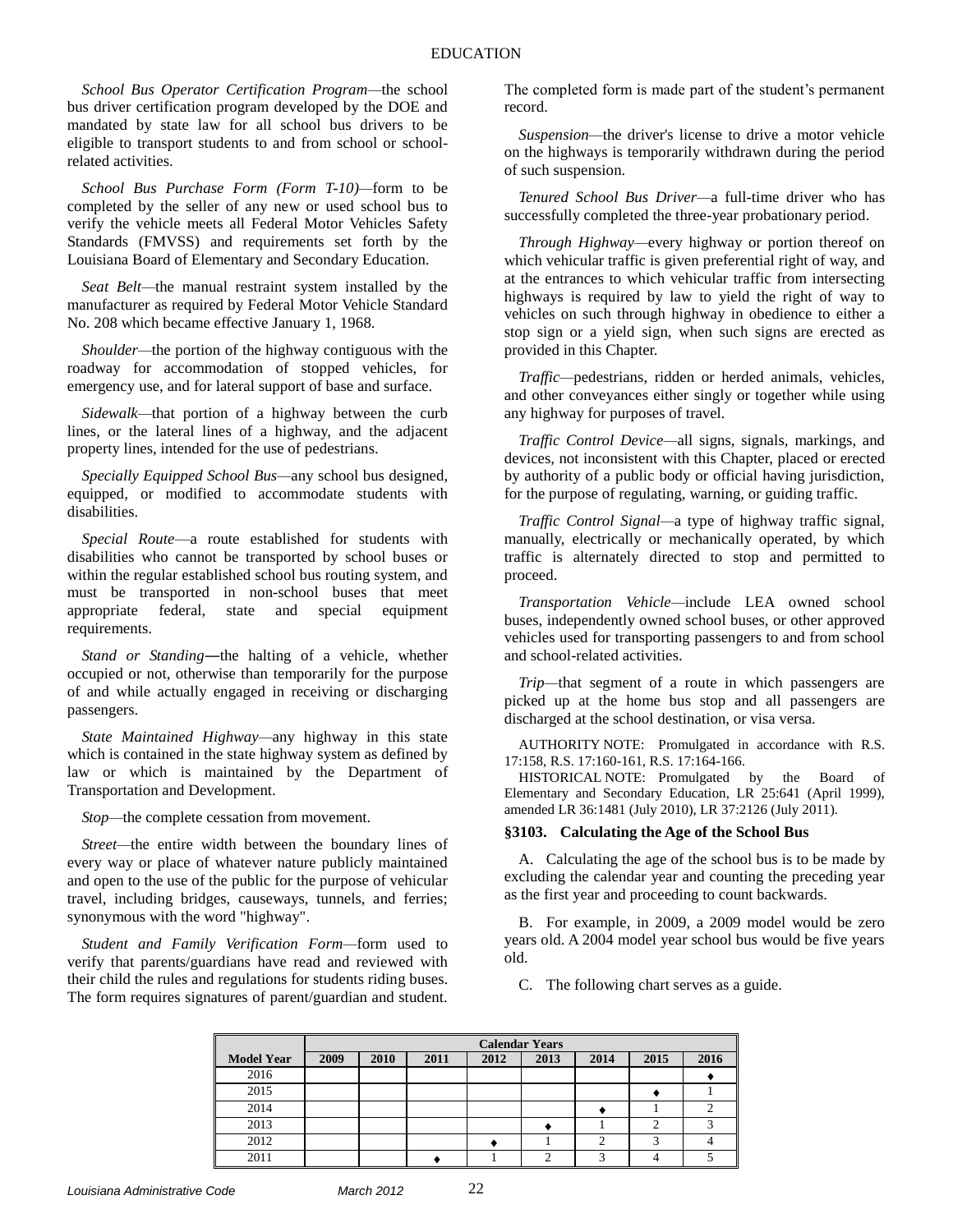*School Bus Operator Certification Program*—the school bus driver certification program developed by the DOE and mandated by state law for all school bus drivers to be eligible to transport students to and from school or school-related activities.

*School Bus Purchase Form (Form T-10)*—form to be completed by the seller of any new or used school bus to verify the vehicle meets all Federal Motor Vehicles Safety Standards (FMVSS) and requirements set forth by the Louisiana Board of Elementary and Secondary Education.

*Seat Belt*—the manual restraint system installed by the manufacturer as required by Federal Motor Vehicle Standard No. 208 which became effective January 1, 1968.

*Shoulder*—the portion of the highway contiguous with the roadway for accommodation of stopped vehicles, for emergency use, and for lateral support of base and surface.

*Sidewalk*—that portion of a highway between the curb lines, or the lateral lines of a highway, and the adjacent property lines, intended for the use of pedestrians.

*Specially Equipped School Bus*—any school bus designed, equipped, or modified to accommodate students with disabilities.

*Special Route*—a route established for students with disabilities who cannot be transported by school buses or within the regular established school bus routing system, and must be transported in non-school buses that meet appropriate federal, state and special equipment requirements.

*Stand or Standing*—the halting of a vehicle, whether occupied or not, otherwise than temporarily for the purpose of and while actually engaged in receiving or discharging passengers.

*State Maintained Highway*—any highway in this state which is contained in the state highway system as defined by law or which is maintained by the Department of Transportation and Development.

*Stop*—the complete cessation from movement.

*Street*—the entire width between the boundary lines of every way or place of whatever nature publicly maintained and open to the use of the public for the purpose of vehicular travel, including bridges, causeways, tunnels, and ferries; synonymous with the word "highway".

*Student and Family Verification Form*—form used to verify that parents/guardians have read and reviewed with their child the rules and regulations for students riding buses. The form requires signatures of parent/guardian and student. The completed form is made part of the student's permanent record.

*Suspension*—the driver's license to drive a motor vehicle on the highways is temporarily withdrawn during the period of such suspension.

*Tenured School Bus Driver*—a full-time driver who has successfully completed the three-year probationary period.

*Through Highway*—every highway or portion thereof on which vehicular traffic is given preferential right of way, and at the entrances to which vehicular traffic from intersecting highways is required by law to yield the right of way to vehicles on such through highway in obedience to either a stop sign or a yield sign, when such signs are erected as provided in this Chapter.

*Traffic*—pedestrians, ridden or herded animals, vehicles, and other conveyances either singly or together while using any highway for purposes of travel.

*Traffic Control Device*—all signs, signals, markings, and devices, not inconsistent with this Chapter, placed or erected by authority of a public body or official having jurisdiction, for the purpose of regulating, warning, or guiding traffic.

*Traffic Control Signal*—a type of highway traffic signal, manually, electrically or mechanically operated, by which traffic is alternately directed to stop and permitted to proceed.

*Transportation Vehicle*—include LEA owned school buses, independently owned school buses, or other approved vehicles used for transporting passengers to and from school and school-related activities.

*Trip*—that segment of a route in which passengers are picked up at the home bus stop and all passengers are discharged at the school destination, or visa versa.

AUTHORITY NOTE: Promulgated in accordance with R.S. 17:158, R.S. 17:160-161, R.S. 17:164-166.

HISTORICAL NOTE: Promulgated by the Board of Elementary and Secondary Education, LR 25:641 (April 1999), amended LR 36:1481 (July 2010), LR 37:2126 (July 2011).

### §3103. Calculating the Age of the School Bus

A. Calculating the age of the school bus is to be made by excluding the calendar year and counting the preceding year as the first year and proceeding to count backwards.

B. For example, in 2009, a 2009 model would be zero years old. A 2004 model year school bus would be five years old.

C. The following chart serves as a guide.

| | Calendar Years | | | | | | | |
|---|---|---|---|---|---|---|---|---|
| **Model Year** | **2009** | **2010** | **2011** | **2012** | **2013** | **2014** | **2015** | **2016** |
| 2016 | | | | | | | | ♦ |
| 2015 | | | | | | | ♦ | 1 |
| 2014 | | | | | | ♦ | 1 | 2 |
| 2013 | | | | | ♦ | 1 | 2 | 3 |
| 2012 | | | | ♦ | 1 | 2 | 3 | 4 |
| 2011 | | | ♦ | 1 | 2 | 3 | 4 | 5 |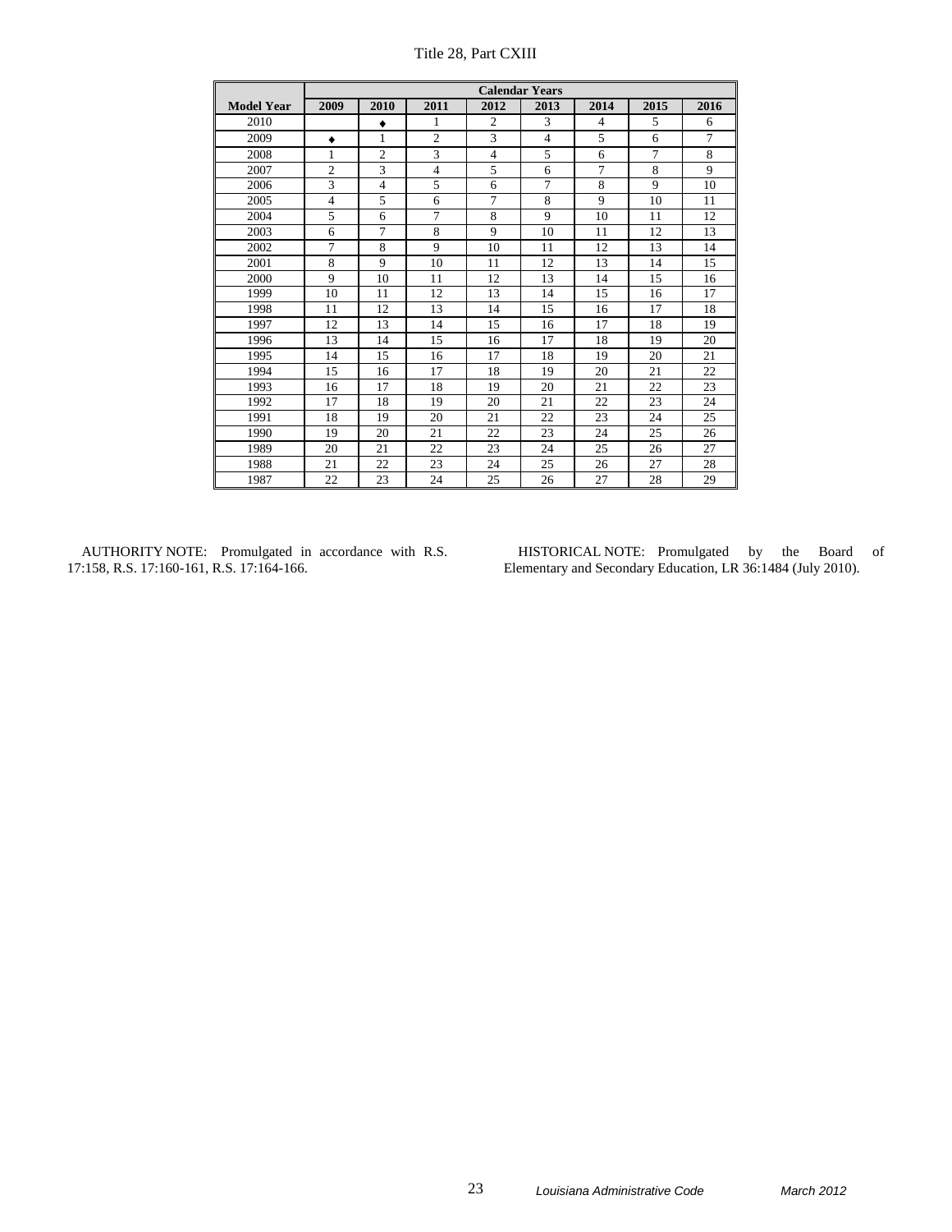| | Calendar Years | | | | | | | |
|---|---|---|---|---|---|---|---|---|
| **Model Year** | **2009** | **2010** | **2011** | **2012** | **2013** | **2014** | **2015** | **2016** |
| 2010 | | ♦ | 1 | 2 | 3 | 4 | 5 | 6 |
| 2009 | ♦ | 1 | 2 | 3 | 4 | 5 | 6 | 7 |
| 2008 | 1 | 2 | 3 | 4 | 5 | 6 | 7 | 8 |
| 2007 | 2 | 3 | 4 | 5 | 6 | 7 | 8 | 9 |
| 2006 | 3 | 4 | 5 | 6 | 7 | 8 | 9 | 10 |
| 2005 | 4 | 5 | 6 | 7 | 8 | 9 | 10 | 11 |
| 2004 | 5 | 6 | 7 | 8 | 9 | 10 | 11 | 12 |
| 2003 | 6 | 7 | 8 | 9 | 10 | 11 | 12 | 13 |
| 2002 | 7 | 8 | 9 | 10 | 11 | 12 | 13 | 14 |
| 2001 | 8 | 9 | 10 | 11 | 12 | 13 | 14 | 15 |
| 2000 | 9 | 10 | 11 | 12 | 13 | 14 | 15 | 16 |
| 1999 | 10 | 11 | 12 | 13 | 14 | 15 | 16 | 17 |
| 1998 | 11 | 12 | 13 | 14 | 15 | 16 | 17 | 18 |
| 1997 | 12 | 13 | 14 | 15 | 16 | 17 | 18 | 19 |
| 1996 | 13 | 14 | 15 | 16 | 17 | 18 | 19 | 20 |
| 1995 | 14 | 15 | 16 | 17 | 18 | 19 | 20 | 21 |
| 1994 | 15 | 16 | 17 | 18 | 19 | 20 | 21 | 22 |
| 1993 | 16 | 17 | 18 | 19 | 20 | 21 | 22 | 23 |
| 1992 | 17 | 18 | 19 | 20 | 21 | 22 | 23 | 24 |
| 1991 | 18 | 19 | 20 | 21 | 22 | 23 | 24 | 25 |
| 1990 | 19 | 20 | 21 | 22 | 23 | 24 | 25 | 26 |
| 1989 | 20 | 21 | 22 | 23 | 24 | 25 | 26 | 27 |
| 1988 | 21 | 22 | 23 | 24 | 25 | 26 | 27 | 28 |
| 1987 | 22 | 23 | 24 | 25 | 26 | 27 | 28 | 29 |

AUTHORITY NOTE: Promulgated in accordance with R.S. 17:158, R.S. 17:160-161, R.S. 17:164-166.

HISTORICAL NOTE: Promulgated by the Board of Elementary and Secondary Education, LR 36:1484 (July 2010).